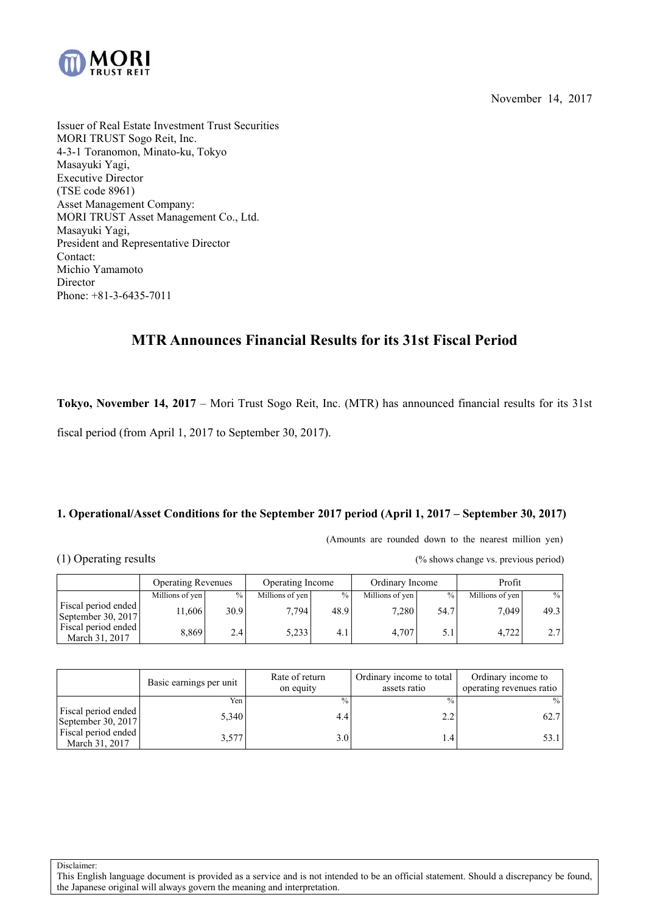MORI TRUST REIT

November 14, 2017

Issuer of Real Estate Investment Trust Securities
MORI TRUST Sogo Reit, Inc.
4-3-1 Toranomon, Minato-ku, Tokyo
Masayuki Yagi,
Executive Director
(TSE code 8961)
Asset Management Company:
MORI TRUST Asset Management Co., Ltd.
Masayuki Yagi,
President and Representative Director
Contact:
Michio Yamamoto
Director
Phone: +81-3-6435-7011

# MTR Announces Financial Results for its 31st Fiscal Period

**Tokyo, November 14, 2017** – Mori Trust Sogo Reit, Inc. (MTR) has announced financial results for its 31st fiscal period (from April 1, 2017 to September 30, 2017).

## 1. Operational/Asset Conditions for the September 2017 period (April 1, 2017 – September 30, 2017)

(Amounts are rounded down to the nearest million yen)

(1) Operating results

(% shows change vs. previous period)

| | Operating Revenues | | Operating Income | | Ordinary Income | | Profit | |
|---|---|---|---|---|---|---|---|---|
| | Millions of yen | % | Millions of yen | % | Millions of yen | % | Millions of yen | % |
| Fiscal period ended September 30, 2017 | 11,606 | 30.9 | 7,794 | 48.9 | 7,280 | 54.7 | 7,049 | 49.3 |
| Fiscal period ended March 31, 2017 | 8,869 | 2.4 | 5,233 | 4.1 | 4,707 | 5.1 | 4,722 | 2.7 |

| | Basic earnings per unit | Rate of return on equity | Ordinary income to total assets ratio | Ordinary income to operating revenues ratio |
|---|---|---|---|---|
| | Yen | % | % | % |
| Fiscal period ended September 30, 2017 | 5,340 | 4.4 | 2.2 | 62.7 |
| Fiscal period ended March 31, 2017 | 3,577 | 3.0 | 1.4 | 53.1 |

Disclaimer:
This English language document is provided as a service and is not intended to be an official statement. Should a discrepancy be found, the Japanese original will always govern the meaning and interpretation.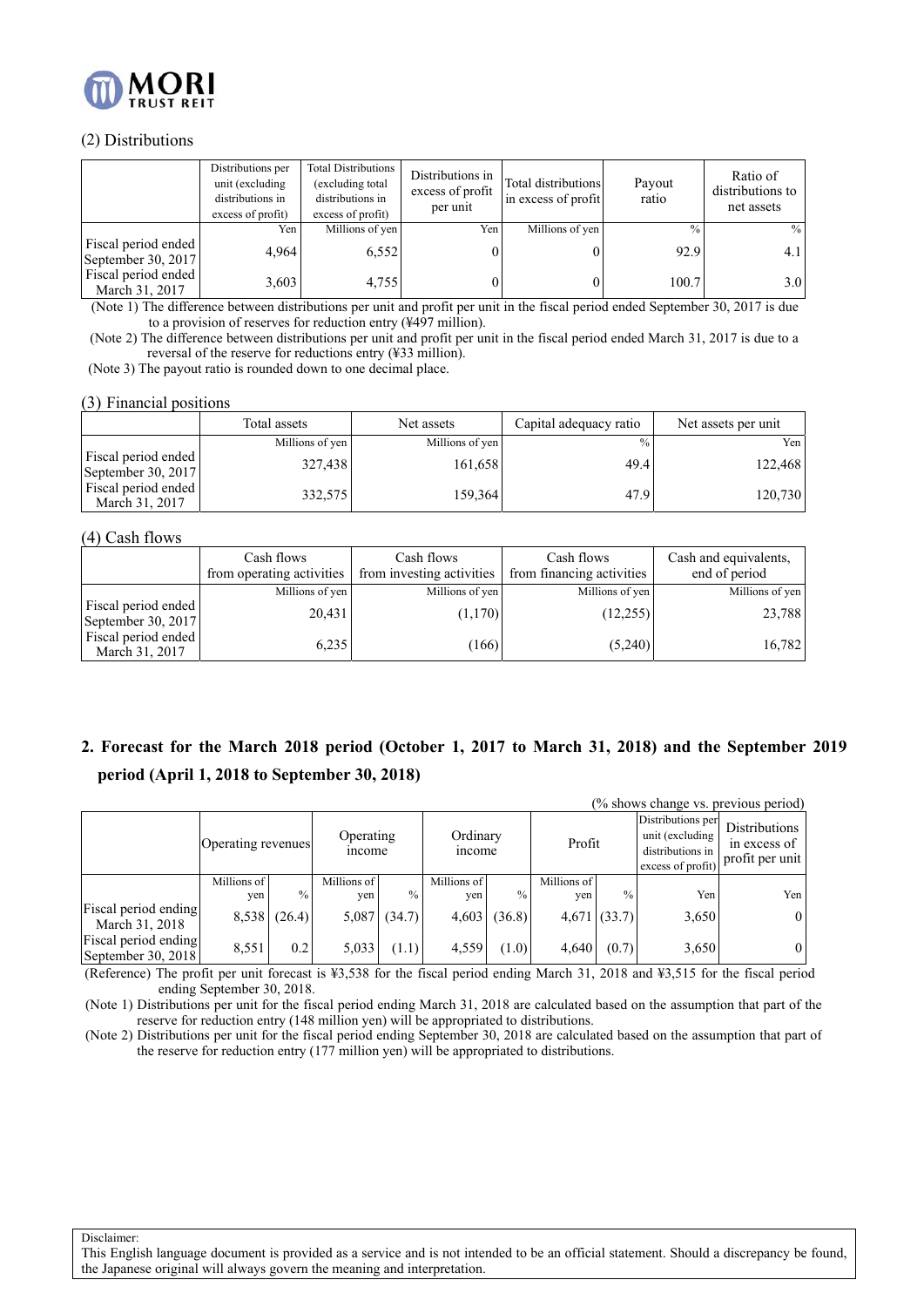### (2) Distributions

| | Distributions per unit (excluding distributions in excess of profit) | Total Distributions (excluding total distributions in excess of profit) | Distributions in excess of profit per unit | Total distributions in excess of profit | Payout ratio | Ratio of distributions to net assets |
|---|---|---|---|---|---|---|
| | Yen | Millions of yen | Yen | Millions of yen | % | % |
| Fiscal period ended September 30, 2017 | 4,964 | 6,552 | 0 | 0 | 92.9 | 4.1 |
| Fiscal period ended March 31, 2017 | 3,603 | 4,755 | 0 | 0 | 100.7 | 3.0 |

(Note 1) The difference between distributions per unit and profit per unit in the fiscal period ended September 30, 2017 is due to a provision of reserves for reduction entry (¥497 million).

(Note 2) The difference between distributions per unit and profit per unit in the fiscal period ended March 31, 2017 is due to a reversal of the reserve for reductions entry (¥33 million).

(Note 3) The payout ratio is rounded down to one decimal place.

### (3) Financial positions

| | Total assets | Net assets | Capital adequacy ratio | Net assets per unit |
|---|---|---|---|---|
| | Millions of yen | Millions of yen | % | Yen |
| Fiscal period ended September 30, 2017 | 327,438 | 161,658 | 49.4 | 122,468 |
| Fiscal period ended March 31, 2017 | 332,575 | 159,364 | 47.9 | 120,730 |

### (4) Cash flows

| | Cash flows from operating activities | Cash flows from investing activities | Cash flows from financing activities | Cash and equivalents, end of period |
|---|---|---|---|---|
| | Millions of yen | Millions of yen | Millions of yen | Millions of yen |
| Fiscal period ended September 30, 2017 | 20,431 | (1,170) | (12,255) | 23,788 |
| Fiscal period ended March 31, 2017 | 6,235 | (166) | (5,240) | 16,782 |

## 2. Forecast for the March 2018 period (October 1, 2017 to March 31, 2018) and the September 2019 period (April 1, 2018 to September 30, 2018)

(% shows change vs. previous period)

| | Operating revenues | | Operating income | | Ordinary income | | Profit | | Distributions per unit (excluding distributions in excess of profit) | Distributions in excess of profit per unit |
|---|---|---|---|---|---|---|---|---|---|---|
| | Millions of yen | % | Millions of yen | % | Millions of yen | % | Millions of yen | % | Yen | Yen |
| Fiscal period ending March 31, 2018 | 8,538 | (26.4) | 5,087 | (34.7) | 4,603 | (36.8) | 4,671 | (33.7) | 3,650 | 0 |
| Fiscal period ending September 30, 2018 | 8,551 | 0.2 | 5,033 | (1.1) | 4,559 | (1.0) | 4,640 | (0.7) | 3,650 | 0 |

(Reference) The profit per unit forecast is ¥3,538 for the fiscal period ending March 31, 2018 and ¥3,515 for the fiscal period ending September 30, 2018.

(Note 1) Distributions per unit for the fiscal period ending March 31, 2018 are calculated based on the assumption that part of the reserve for reduction entry (148 million yen) will be appropriated to distributions.

(Note 2) Distributions per unit for the fiscal period ending September 30, 2018 are calculated based on the assumption that part of the reserve for reduction entry (177 million yen) will be appropriated to distributions.

Disclaimer:
This English language document is provided as a service and is not intended to be an official statement. Should a discrepancy be found, the Japanese original will always govern the meaning and interpretation.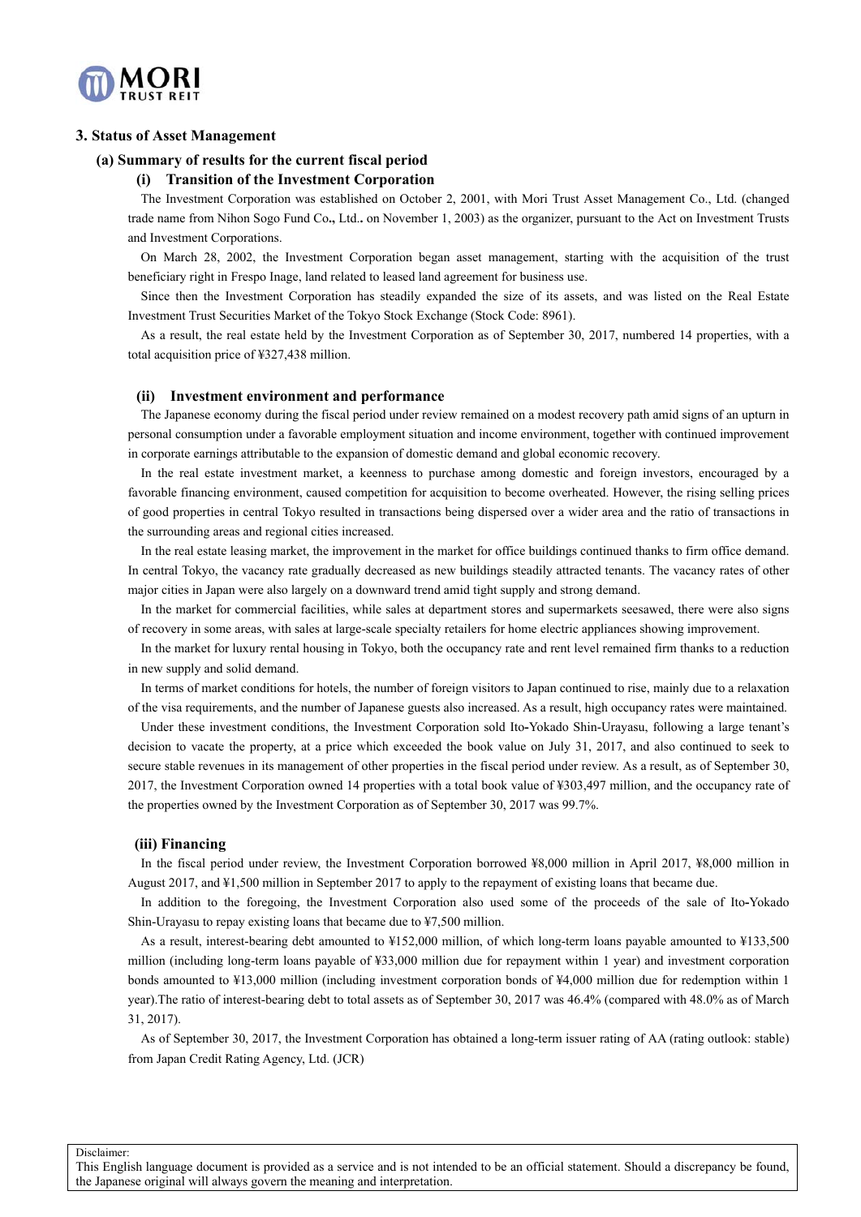## 3. Status of Asset Management

### (a) Summary of results for the current fiscal period

#### (i) Transition of the Investment Corporation

The Investment Corporation was established on October 2, 2001, with Mori Trust Asset Management Co., Ltd. (changed trade name from Nihon Sogo Fund Co., Ltd.. on November 1, 2003) as the organizer, pursuant to the Act on Investment Trusts and Investment Corporations.

On March 28, 2002, the Investment Corporation began asset management, starting with the acquisition of the trust beneficiary right in Frespo Inage, land related to leased land agreement for business use.

Since then the Investment Corporation has steadily expanded the size of its assets, and was listed on the Real Estate Investment Trust Securities Market of the Tokyo Stock Exchange (Stock Code: 8961).

As a result, the real estate held by the Investment Corporation as of September 30, 2017, numbered 14 properties, with a total acquisition price of ¥327,438 million.

#### (ii) Investment environment and performance

The Japanese economy during the fiscal period under review remained on a modest recovery path amid signs of an upturn in personal consumption under a favorable employment situation and income environment, together with continued improvement in corporate earnings attributable to the expansion of domestic demand and global economic recovery.

In the real estate investment market, a keenness to purchase among domestic and foreign investors, encouraged by a favorable financing environment, caused competition for acquisition to become overheated. However, the rising selling prices of good properties in central Tokyo resulted in transactions being dispersed over a wider area and the ratio of transactions in the surrounding areas and regional cities increased.

In the real estate leasing market, the improvement in the market for office buildings continued thanks to firm office demand. In central Tokyo, the vacancy rate gradually decreased as new buildings steadily attracted tenants. The vacancy rates of other major cities in Japan were also largely on a downward trend amid tight supply and strong demand.

In the market for commercial facilities, while sales at department stores and supermarkets seesawed, there were also signs of recovery in some areas, with sales at large-scale specialty retailers for home electric appliances showing improvement.

In the market for luxury rental housing in Tokyo, both the occupancy rate and rent level remained firm thanks to a reduction in new supply and solid demand.

In terms of market conditions for hotels, the number of foreign visitors to Japan continued to rise, mainly due to a relaxation of the visa requirements, and the number of Japanese guests also increased. As a result, high occupancy rates were maintained.

Under these investment conditions, the Investment Corporation sold Ito-Yokado Shin-Urayasu, following a large tenant's decision to vacate the property, at a price which exceeded the book value on July 31, 2017, and also continued to seek to secure stable revenues in its management of other properties in the fiscal period under review. As a result, as of September 30, 2017, the Investment Corporation owned 14 properties with a total book value of ¥303,497 million, and the occupancy rate of the properties owned by the Investment Corporation as of September 30, 2017 was 99.7%.

#### (iii) Financing

In the fiscal period under review, the Investment Corporation borrowed ¥8,000 million in April 2017, ¥8,000 million in August 2017, and ¥1,500 million in September 2017 to apply to the repayment of existing loans that became due.

In addition to the foregoing, the Investment Corporation also used some of the proceeds of the sale of Ito-Yokado Shin-Urayasu to repay existing loans that became due to ¥7,500 million.

As a result, interest-bearing debt amounted to ¥152,000 million, of which long-term loans payable amounted to ¥133,500 million (including long-term loans payable of ¥33,000 million due for repayment within 1 year) and investment corporation bonds amounted to ¥13,000 million (including investment corporation bonds of ¥4,000 million due for redemption within 1 year).The ratio of interest-bearing debt to total assets as of September 30, 2017 was 46.4% (compared with 48.0% as of March 31, 2017).

As of September 30, 2017, the Investment Corporation has obtained a long-term issuer rating of AA (rating outlook: stable) from Japan Credit Rating Agency, Ltd. (JCR)

Disclaimer:
This English language document is provided as a service and is not intended to be an official statement. Should a discrepancy be found, the Japanese original will always govern the meaning and interpretation.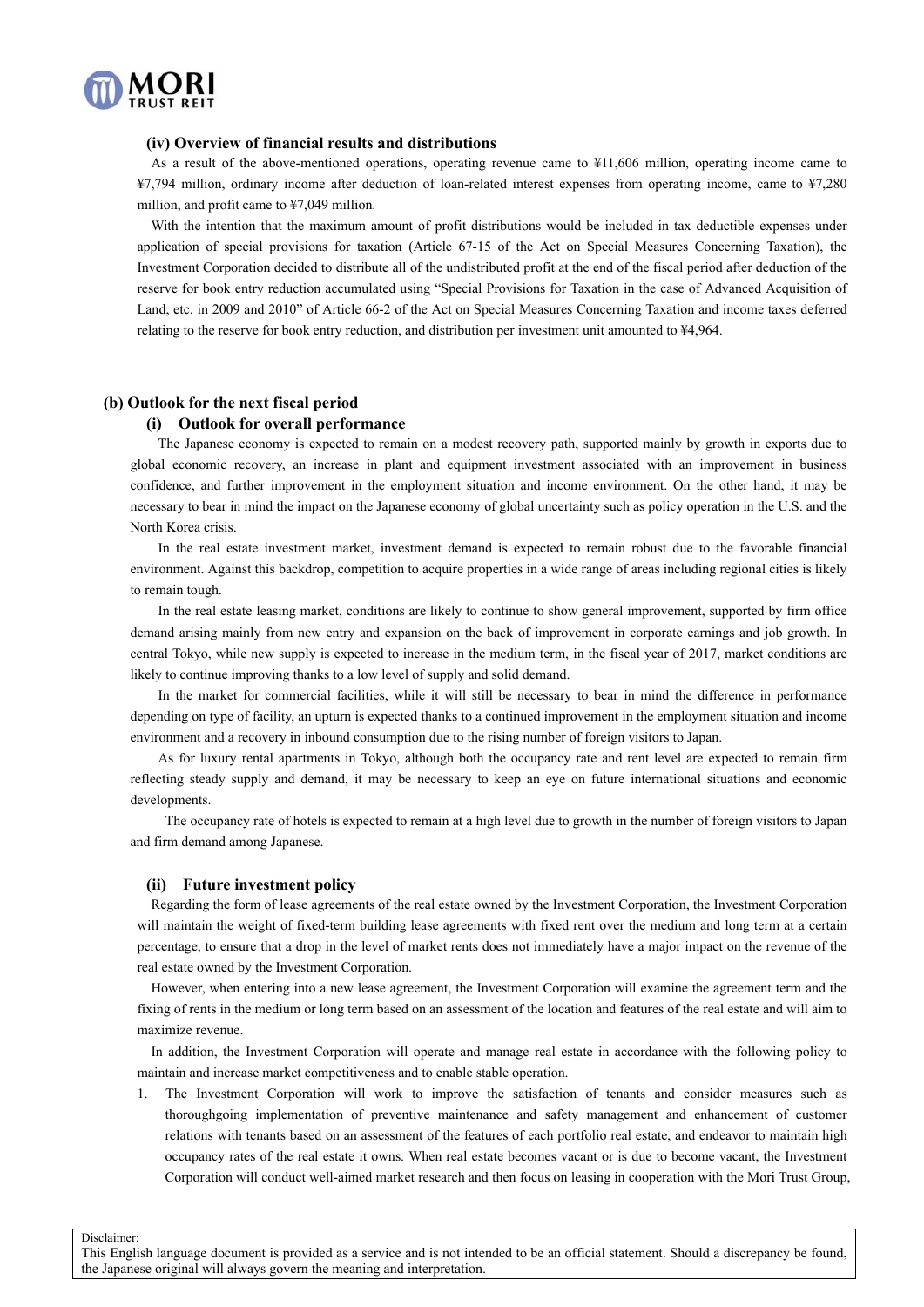#### (iv) Overview of financial results and distributions

As a result of the above-mentioned operations, operating revenue came to ¥11,606 million, operating income came to ¥7,794 million, ordinary income after deduction of loan-related interest expenses from operating income, came to ¥7,280 million, and profit came to ¥7,049 million.

With the intention that the maximum amount of profit distributions would be included in tax deductible expenses under application of special provisions for taxation (Article 67-15 of the Act on Special Measures Concerning Taxation), the Investment Corporation decided to distribute all of the undistributed profit at the end of the fiscal period after deduction of the reserve for book entry reduction accumulated using "Special Provisions for Taxation in the case of Advanced Acquisition of Land, etc. in 2009 and 2010" of Article 66-2 of the Act on Special Measures Concerning Taxation and income taxes deferred relating to the reserve for book entry reduction, and distribution per investment unit amounted to ¥4,964.

### (b) Outlook for the next fiscal period

#### (i) Outlook for overall performance

The Japanese economy is expected to remain on a modest recovery path, supported mainly by growth in exports due to global economic recovery, an increase in plant and equipment investment associated with an improvement in business confidence, and further improvement in the employment situation and income environment. On the other hand, it may be necessary to bear in mind the impact on the Japanese economy of global uncertainty such as policy operation in the U.S. and the North Korea crisis.

In the real estate investment market, investment demand is expected to remain robust due to the favorable financial environment. Against this backdrop, competition to acquire properties in a wide range of areas including regional cities is likely to remain tough.

In the real estate leasing market, conditions are likely to continue to show general improvement, supported by firm office demand arising mainly from new entry and expansion on the back of improvement in corporate earnings and job growth. In central Tokyo, while new supply is expected to increase in the medium term, in the fiscal year of 2017, market conditions are likely to continue improving thanks to a low level of supply and solid demand.

In the market for commercial facilities, while it will still be necessary to bear in mind the difference in performance depending on type of facility, an upturn is expected thanks to a continued improvement in the employment situation and income environment and a recovery in inbound consumption due to the rising number of foreign visitors to Japan.

As for luxury rental apartments in Tokyo, although both the occupancy rate and rent level are expected to remain firm reflecting steady supply and demand, it may be necessary to keep an eye on future international situations and economic developments.

The occupancy rate of hotels is expected to remain at a high level due to growth in the number of foreign visitors to Japan and firm demand among Japanese.

#### (ii) Future investment policy

Regarding the form of lease agreements of the real estate owned by the Investment Corporation, the Investment Corporation will maintain the weight of fixed-term building lease agreements with fixed rent over the medium and long term at a certain percentage, to ensure that a drop in the level of market rents does not immediately have a major impact on the revenue of the real estate owned by the Investment Corporation.

However, when entering into a new lease agreement, the Investment Corporation will examine the agreement term and the fixing of rents in the medium or long term based on an assessment of the location and features of the real estate and will aim to maximize revenue.

In addition, the Investment Corporation will operate and manage real estate in accordance with the following policy to maintain and increase market competitiveness and to enable stable operation.

1. The Investment Corporation will work to improve the satisfaction of tenants and consider measures such as thoroughgoing implementation of preventive maintenance and safety management and enhancement of customer relations with tenants based on an assessment of the features of each portfolio real estate, and endeavor to maintain high occupancy rates of the real estate it owns. When real estate becomes vacant or is due to become vacant, the Investment Corporation will conduct well-aimed market research and then focus on leasing in cooperation with the Mori Trust Group,

Disclaimer:
This English language document is provided as a service and is not intended to be an official statement. Should a discrepancy be found, the Japanese original will always govern the meaning and interpretation.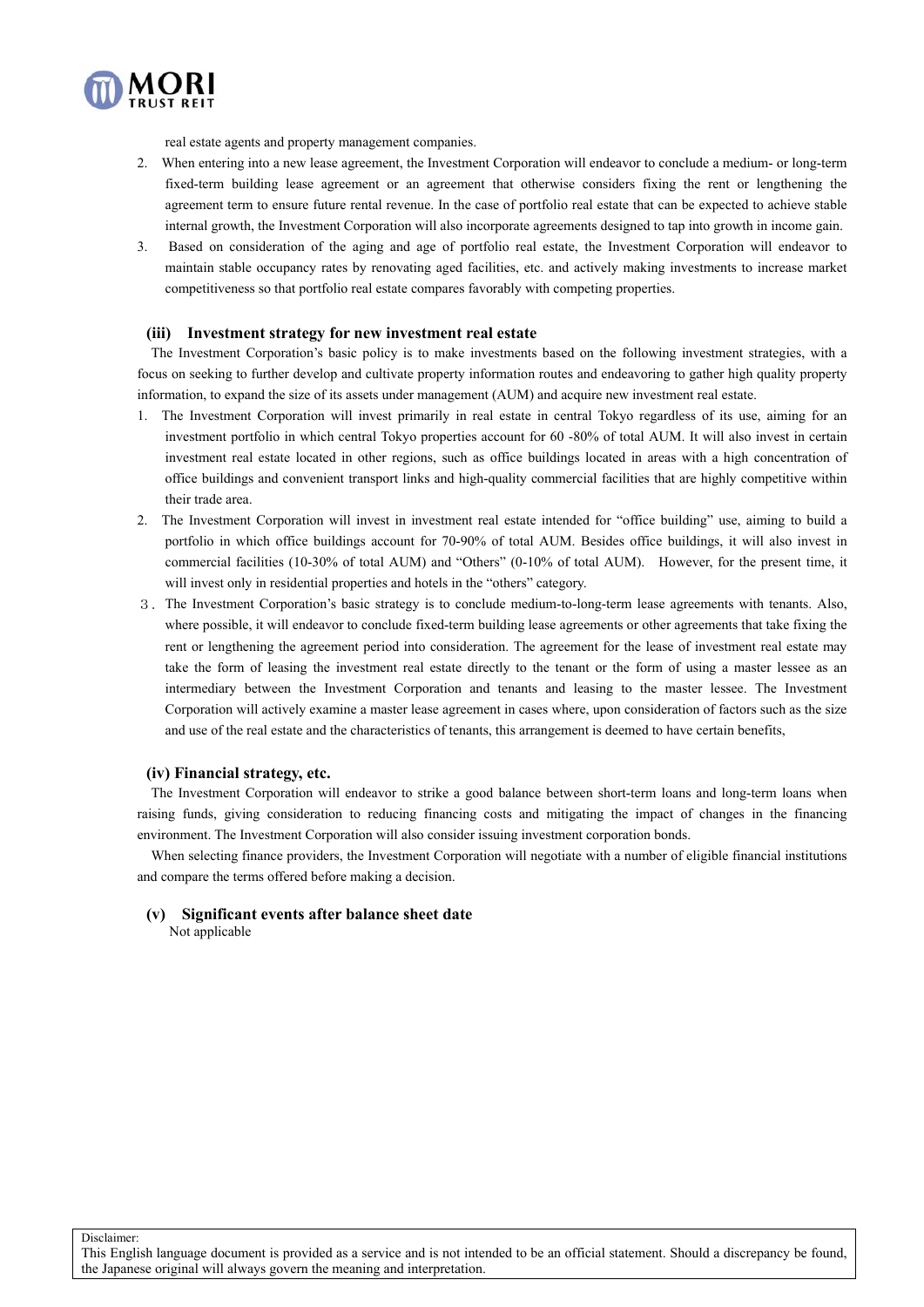real estate agents and property management companies.

2. When entering into a new lease agreement, the Investment Corporation will endeavor to conclude a medium- or long-term fixed-term building lease agreement or an agreement that otherwise considers fixing the rent or lengthening the agreement term to ensure future rental revenue. In the case of portfolio real estate that can be expected to achieve stable internal growth, the Investment Corporation will also incorporate agreements designed to tap into growth in income gain.
3. Based on consideration of the aging and age of portfolio real estate, the Investment Corporation will endeavor to maintain stable occupancy rates by renovating aged facilities, etc. and actively making investments to increase market competitiveness so that portfolio real estate compares favorably with competing properties.

### (iii) Investment strategy for new investment real estate

The Investment Corporation's basic policy is to make investments based on the following investment strategies, with a focus on seeking to further develop and cultivate property information routes and endeavoring to gather high quality property information, to expand the size of its assets under management (AUM) and acquire new investment real estate.

1. The Investment Corporation will invest primarily in real estate in central Tokyo regardless of its use, aiming for an investment portfolio in which central Tokyo properties account for 60 -80% of total AUM. It will also invest in certain investment real estate located in other regions, such as office buildings located in areas with a high concentration of office buildings and convenient transport links and high-quality commercial facilities that are highly competitive within their trade area.
2. The Investment Corporation will invest in investment real estate intended for "office building" use, aiming to build a portfolio in which office buildings account for 70-90% of total AUM. Besides office buildings, it will also invest in commercial facilities (10-30% of total AUM) and "Others" (0-10% of total AUM). However, for the present time, it will invest only in residential properties and hotels in the "others" category.
3. The Investment Corporation's basic strategy is to conclude medium-to-long-term lease agreements with tenants. Also, where possible, it will endeavor to conclude fixed-term building lease agreements or other agreements that take fixing the rent or lengthening the agreement period into consideration. The agreement for the lease of investment real estate may take the form of leasing the investment real estate directly to the tenant or the form of using a master lessee as an intermediary between the Investment Corporation and tenants and leasing to the master lessee. The Investment Corporation will actively examine a master lease agreement in cases where, upon consideration of factors such as the size and use of the real estate and the characteristics of tenants, this arrangement is deemed to have certain benefits,

### (iv) Financial strategy, etc.

The Investment Corporation will endeavor to strike a good balance between short-term loans and long-term loans when raising funds, giving consideration to reducing financing costs and mitigating the impact of changes in the financing environment. The Investment Corporation will also consider issuing investment corporation bonds.

When selecting finance providers, the Investment Corporation will negotiate with a number of eligible financial institutions and compare the terms offered before making a decision.

### (v) Significant events after balance sheet date

Not applicable

Disclaimer:
This English language document is provided as a service and is not intended to be an official statement. Should a discrepancy be found, the Japanese original will always govern the meaning and interpretation.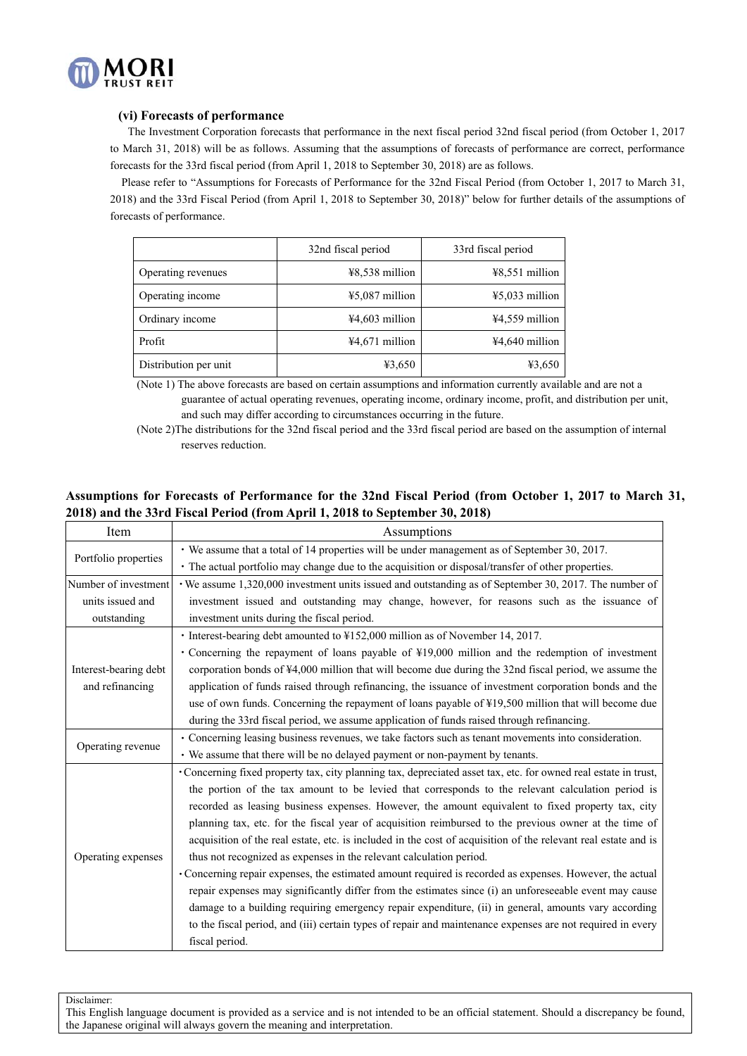### (vi) Forecasts of performance

The Investment Corporation forecasts that performance in the next fiscal period 32nd fiscal period (from October 1, 2017 to March 31, 2018) will be as follows. Assuming that the assumptions of forecasts of performance are correct, performance forecasts for the 33rd fiscal period (from April 1, 2018 to September 30, 2018) are as follows.

Please refer to "Assumptions for Forecasts of Performance for the 32nd Fiscal Period (from October 1, 2017 to March 31, 2018) and the 33rd Fiscal Period (from April 1, 2018 to September 30, 2018)" below for further details of the assumptions of forecasts of performance.

| | 32nd fiscal period | 33rd fiscal period |
|---|---|---|
| Operating revenues | ¥8,538 million | ¥8,551 million |
| Operating income | ¥5,087 million | ¥5,033 million |
| Ordinary income | ¥4,603 million | ¥4,559 million |
| Profit | ¥4,671 million | ¥4,640 million |
| Distribution per unit | ¥3,650 | ¥3,650 |

(Note 1) The above forecasts are based on certain assumptions and information currently available and are not a guarantee of actual operating revenues, operating income, ordinary income, profit, and distribution per unit, and such may differ according to circumstances occurring in the future.

(Note 2)The distributions for the 32nd fiscal period and the 33rd fiscal period are based on the assumption of internal reserves reduction.

**Assumptions for Forecasts of Performance for the 32nd Fiscal Period (from October 1, 2017 to March 31, 2018) and the 33rd Fiscal Period (from April 1, 2018 to September 30, 2018)**

| Item | Assumptions |
|---|---|
| Portfolio properties | ・We assume that a total of 14 properties will be under management as of September 30, 2017.<br>・The actual portfolio may change due to the acquisition or disposal/transfer of other properties. |
| Number of investment units issued and outstanding | ・We assume 1,320,000 investment units issued and outstanding as of September 30, 2017. The number of investment issued and outstanding may change, however, for reasons such as the issuance of investment units during the fiscal period. |
| Interest-bearing debt and refinancing | ・Interest-bearing debt amounted to ¥152,000 million as of November 14, 2017.<br>・Concerning the repayment of loans payable of ¥19,000 million and the redemption of investment corporation bonds of ¥4,000 million that will become due during the 32nd fiscal period, we assume the application of funds raised through refinancing, the issuance of investment corporation bonds and the use of own funds. Concerning the repayment of loans payable of ¥19,500 million that will become due during the 33rd fiscal period, we assume application of funds raised through refinancing. |
| Operating revenue | ・Concerning leasing business revenues, we take factors such as tenant movements into consideration.<br>・We assume that there will be no delayed payment or non-payment by tenants. |
| Operating expenses | ・Concerning fixed property tax, city planning tax, depreciated asset tax, etc. for owned real estate in trust, the portion of the tax amount to be levied that corresponds to the relevant calculation period is recorded as leasing business expenses. However, the amount equivalent to fixed property tax, city planning tax, etc. for the fiscal year of acquisition reimbursed to the previous owner at the time of acquisition of the real estate, etc. is included in the cost of acquisition of the relevant real estate and is thus not recognized as expenses in the relevant calculation period.<br>・Concerning repair expenses, the estimated amount required is recorded as expenses. However, the actual repair expenses may significantly differ from the estimates since (i) an unforeseeable event may cause damage to a building requiring emergency repair expenditure, (ii) in general, amounts vary according to the fiscal period, and (iii) certain types of repair and maintenance expenses are not required in every fiscal period. |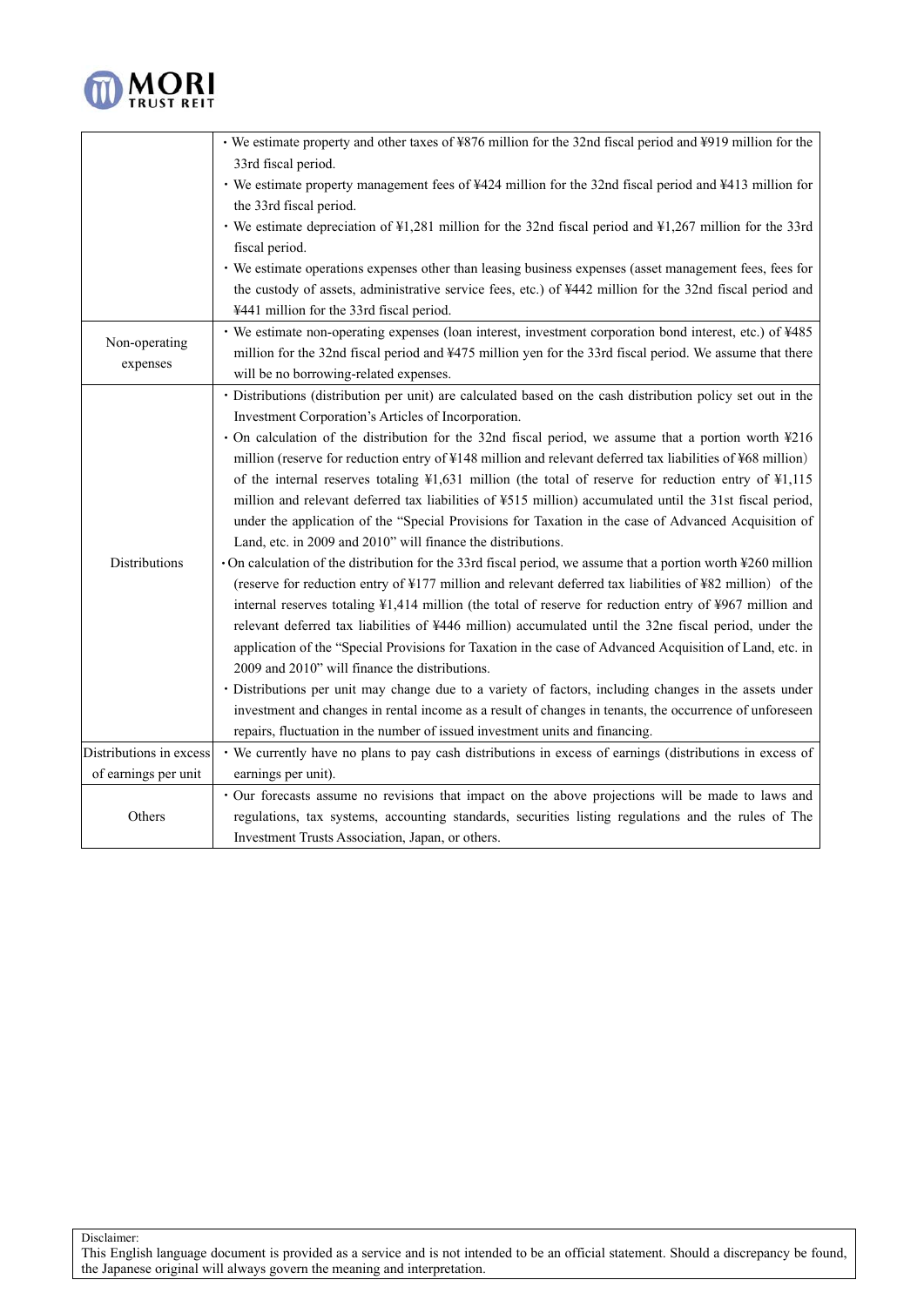| | |
|---|---|
| | ・We estimate property and other taxes of ¥876 million for the 32nd fiscal period and ¥919 million for the 33rd fiscal period.<br>・We estimate property management fees of ¥424 million for the 32nd fiscal period and ¥413 million for the 33rd fiscal period.<br>・We estimate depreciation of ¥1,281 million for the 32nd fiscal period and ¥1,267 million for the 33rd fiscal period.<br>・We estimate operations expenses other than leasing business expenses (asset management fees, fees for the custody of assets, administrative service fees, etc.) of ¥442 million for the 32nd fiscal period and ¥441 million for the 33rd fiscal period. |
| Non-operating expenses | ・We estimate non-operating expenses (loan interest, investment corporation bond interest, etc.) of ¥485 million for the 32nd fiscal period and ¥475 million yen for the 33rd fiscal period. We assume that there will be no borrowing-related expenses. |
| Distributions | ・Distributions (distribution per unit) are calculated based on the cash distribution policy set out in the Investment Corporation's Articles of Incorporation.<br>・On calculation of the distribution for the 32nd fiscal period, we assume that a portion worth ¥216 million (reserve for reduction entry of ¥148 million and relevant deferred tax liabilities of ¥68 million) of the internal reserves totaling ¥1,631 million (the total of reserve for reduction entry of ¥1,115 million and relevant deferred tax liabilities of ¥515 million) accumulated until the 31st fiscal period, under the application of the "Special Provisions for Taxation in the case of Advanced Acquisition of Land, etc. in 2009 and 2010" will finance the distributions.<br>・On calculation of the distribution for the 33rd fiscal period, we assume that a portion worth ¥260 million (reserve for reduction entry of ¥177 million and relevant deferred tax liabilities of ¥82 million) of the internal reserves totaling ¥1,414 million (the total of reserve for reduction entry of ¥967 million and relevant deferred tax liabilities of ¥446 million) accumulated until the 32ne fiscal period, under the application of the "Special Provisions for Taxation in the case of Advanced Acquisition of Land, etc. in 2009 and 2010" will finance the distributions.<br>・Distributions per unit may change due to a variety of factors, including changes in the assets under investment and changes in rental income as a result of changes in tenants, the occurrence of unforeseen repairs, fluctuation in the number of issued investment units and financing. |
| Distributions in excess of earnings per unit | ・We currently have no plans to pay cash distributions in excess of earnings (distributions in excess of earnings per unit). |
| Others | ・Our forecasts assume no revisions that impact on the above projections will be made to laws and regulations, tax systems, accounting standards, securities listing regulations and the rules of The Investment Trusts Association, Japan, or others. |

Disclaimer:
This English language document is provided as a service and is not intended to be an official statement. Should a discrepancy be found, the Japanese original will always govern the meaning and interpretation.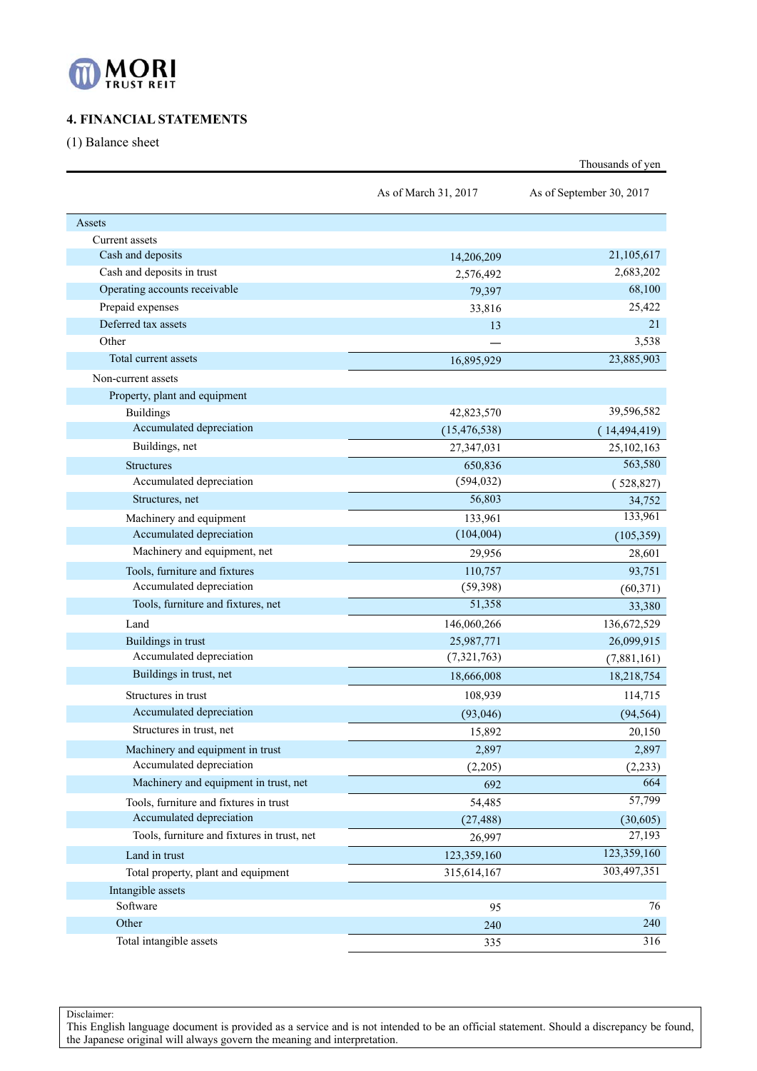## 4. FINANCIAL STATEMENTS

(1) Balance sheet

Thousands of yen

| | As of March 31, 2017 | As of September 30, 2017 |
|---|---|---|
| Assets | | |
| Current assets | | |
| Cash and deposits | 14,206,209 | 21,105,617 |
| Cash and deposits in trust | 2,576,492 | 2,683,202 |
| Operating accounts receivable | 79,397 | 68,100 |
| Prepaid expenses | 33,816 | 25,422 |
| Deferred tax assets | 13 | 21 |
| Other | — | 3,538 |
| Total current assets | 16,895,929 | 23,885,903 |
| Non-current assets | | |
| Property, plant and equipment | | |
| Buildings | 42,823,570 | 39,596,582 |
| Accumulated depreciation | (15,476,538) | (14,494,419) |
| Buildings, net | 27,347,031 | 25,102,163 |
| Structures | 650,836 | 563,580 |
| Accumulated depreciation | (594,032) | (528,827) |
| Structures, net | 56,803 | 34,752 |
| Machinery and equipment | 133,961 | 133,961 |
| Accumulated depreciation | (104,004) | (105,359) |
| Machinery and equipment, net | 29,956 | 28,601 |
| Tools, furniture and fixtures | 110,757 | 93,751 |
| Accumulated depreciation | (59,398) | (60,371) |
| Tools, furniture and fixtures, net | 51,358 | 33,380 |
| Land | 146,060,266 | 136,672,529 |
| Buildings in trust | 25,987,771 | 26,099,915 |
| Accumulated depreciation | (7,321,763) | (7,881,161) |
| Buildings in trust, net | 18,666,008 | 18,218,754 |
| Structures in trust | 108,939 | 114,715 |
| Accumulated depreciation | (93,046) | (94,564) |
| Structures in trust, net | 15,892 | 20,150 |
| Machinery and equipment in trust | 2,897 | 2,897 |
| Accumulated depreciation | (2,205) | (2,233) |
| Machinery and equipment in trust, net | 692 | 664 |
| Tools, furniture and fixtures in trust | 54,485 | 57,799 |
| Accumulated depreciation | (27,488) | (30,605) |
| Tools, furniture and fixtures in trust, net | 26,997 | 27,193 |
| Land in trust | 123,359,160 | 123,359,160 |
| Total property, plant and equipment | 315,614,167 | 303,497,351 |
| Intangible assets | | |
| Software | 95 | 76 |
| Other | 240 | 240 |
| Total intangible assets | 335 | 316 |

Disclaimer:
This English language document is provided as a service and is not intended to be an official statement. Should a discrepancy be found, the Japanese original will always govern the meaning and interpretation.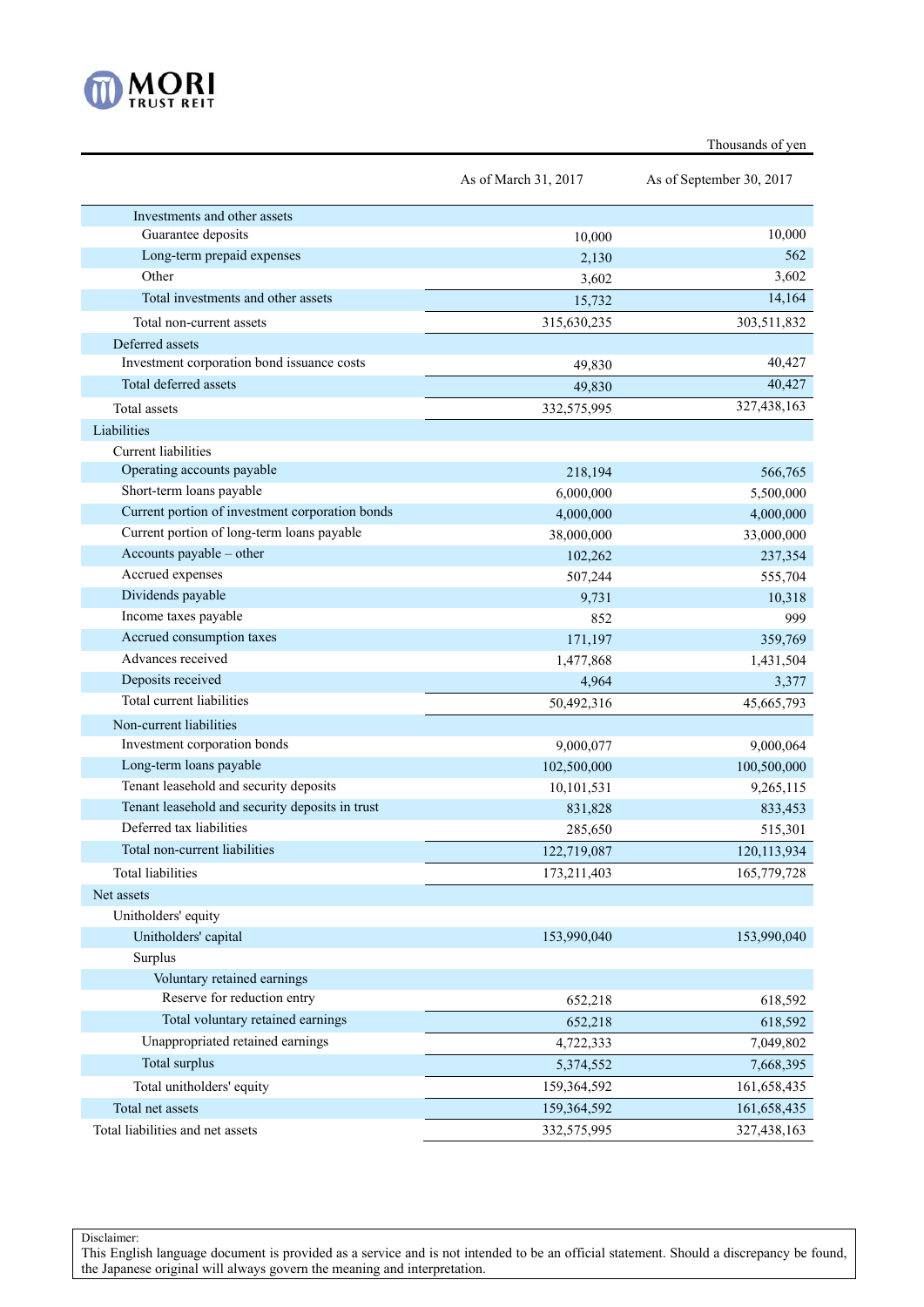Thousands of yen

| | As of March 31, 2017 | As of September 30, 2017 |
|---|---|---|
| Investments and other assets | | |
| Guarantee deposits | 10,000 | 10,000 |
| Long-term prepaid expenses | 2,130 | 562 |
| Other | 3,602 | 3,602 |
| Total investments and other assets | 15,732 | 14,164 |
| Total non-current assets | 315,630,235 | 303,511,832 |
| Deferred assets | | |
| Investment corporation bond issuance costs | 49,830 | 40,427 |
| Total deferred assets | 49,830 | 40,427 |
| Total assets | 332,575,995 | 327,438,163 |
| Liabilities | | |
| Current liabilities | | |
| Operating accounts payable | 218,194 | 566,765 |
| Short-term loans payable | 6,000,000 | 5,500,000 |
| Current portion of investment corporation bonds | 4,000,000 | 4,000,000 |
| Current portion of long-term loans payable | 38,000,000 | 33,000,000 |
| Accounts payable – other | 102,262 | 237,354 |
| Accrued expenses | 507,244 | 555,704 |
| Dividends payable | 9,731 | 10,318 |
| Income taxes payable | 852 | 999 |
| Accrued consumption taxes | 171,197 | 359,769 |
| Advances received | 1,477,868 | 1,431,504 |
| Deposits received | 4,964 | 3,377 |
| Total current liabilities | 50,492,316 | 45,665,793 |
| Non-current liabilities | | |
| Investment corporation bonds | 9,000,077 | 9,000,064 |
| Long-term loans payable | 102,500,000 | 100,500,000 |
| Tenant leasehold and security deposits | 10,101,531 | 9,265,115 |
| Tenant leasehold and security deposits in trust | 831,828 | 833,453 |
| Deferred tax liabilities | 285,650 | 515,301 |
| Total non-current liabilities | 122,719,087 | 120,113,934 |
| Total liabilities | 173,211,403 | 165,779,728 |
| Net assets | | |
| Unitholders' equity | | |
| Unitholders' capital | 153,990,040 | 153,990,040 |
| Surplus | | |
| Voluntary retained earnings | | |
| Reserve for reduction entry | 652,218 | 618,592 |
| Total voluntary retained earnings | 652,218 | 618,592 |
| Unappropriated retained earnings | 4,722,333 | 7,049,802 |
| Total surplus | 5,374,552 | 7,668,395 |
| Total unitholders' equity | 159,364,592 | 161,658,435 |
| Total net assets | 159,364,592 | 161,658,435 |
| Total liabilities and net assets | 332,575,995 | 327,438,163 |

Disclaimer:
This English language document is provided as a service and is not intended to be an official statement. Should a discrepancy be found, the Japanese original will always govern the meaning and interpretation.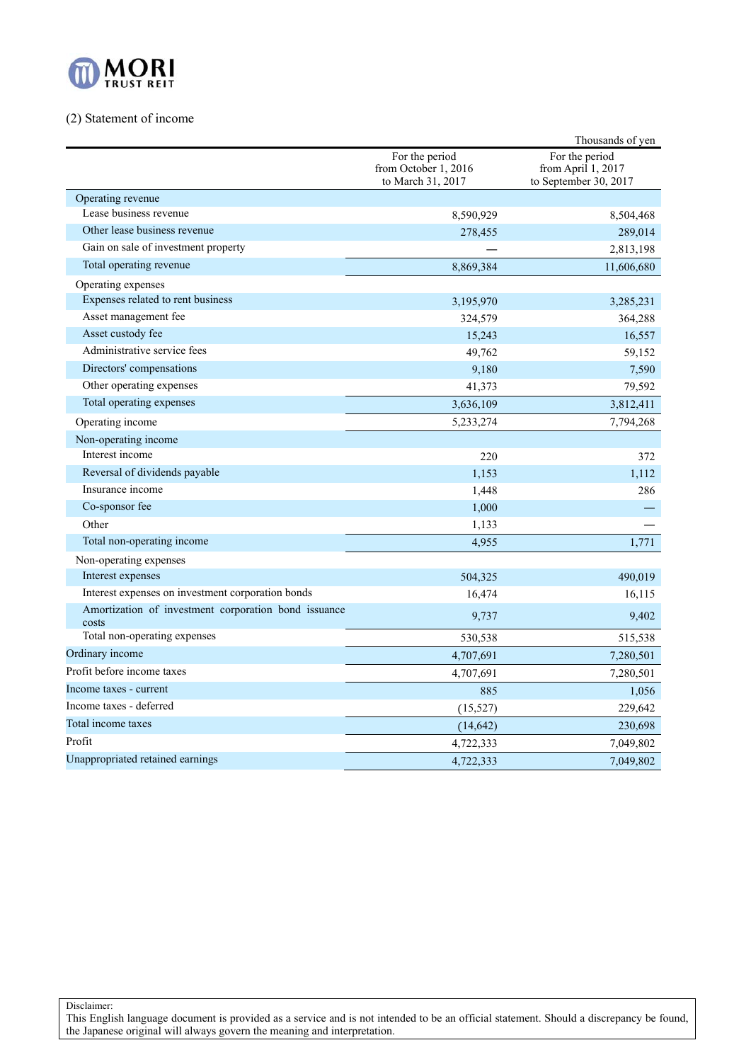(2) Statement of income

Thousands of yen

| | For the period from October 1, 2016 to March 31, 2017 | For the period from April 1, 2017 to September 30, 2017 |
|---|---|---|
| Operating revenue | | |
| Lease business revenue | 8,590,929 | 8,504,468 |
| Other lease business revenue | 278,455 | 289,014 |
| Gain on sale of investment property | — | 2,813,198 |
| Total operating revenue | 8,869,384 | 11,606,680 |
| Operating expenses | | |
| Expenses related to rent business | 3,195,970 | 3,285,231 |
| Asset management fee | 324,579 | 364,288 |
| Asset custody fee | 15,243 | 16,557 |
| Administrative service fees | 49,762 | 59,152 |
| Directors' compensations | 9,180 | 7,590 |
| Other operating expenses | 41,373 | 79,592 |
| Total operating expenses | 3,636,109 | 3,812,411 |
| Operating income | 5,233,274 | 7,794,268 |
| Non-operating income | | |
| Interest income | 220 | 372 |
| Reversal of dividends payable | 1,153 | 1,112 |
| Insurance income | 1,448 | 286 |
| Co-sponsor fee | 1,000 | — |
| Other | 1,133 | — |
| Total non-operating income | 4,955 | 1,771 |
| Non-operating expenses | | |
| Interest expenses | 504,325 | 490,019 |
| Interest expenses on investment corporation bonds | 16,474 | 16,115 |
| Amortization of investment corporation bond issuance costs | 9,737 | 9,402 |
| Total non-operating expenses | 530,538 | 515,538 |
| Ordinary income | 4,707,691 | 7,280,501 |
| Profit before income taxes | 4,707,691 | 7,280,501 |
| Income taxes - current | 885 | 1,056 |
| Income taxes - deferred | (15,527) | 229,642 |
| Total income taxes | (14,642) | 230,698 |
| Profit | 4,722,333 | 7,049,802 |
| Unappropriated retained earnings | 4,722,333 | 7,049,802 |

Disclaimer:
This English language document is provided as a service and is not intended to be an official statement. Should a discrepancy be found, the Japanese original will always govern the meaning and interpretation.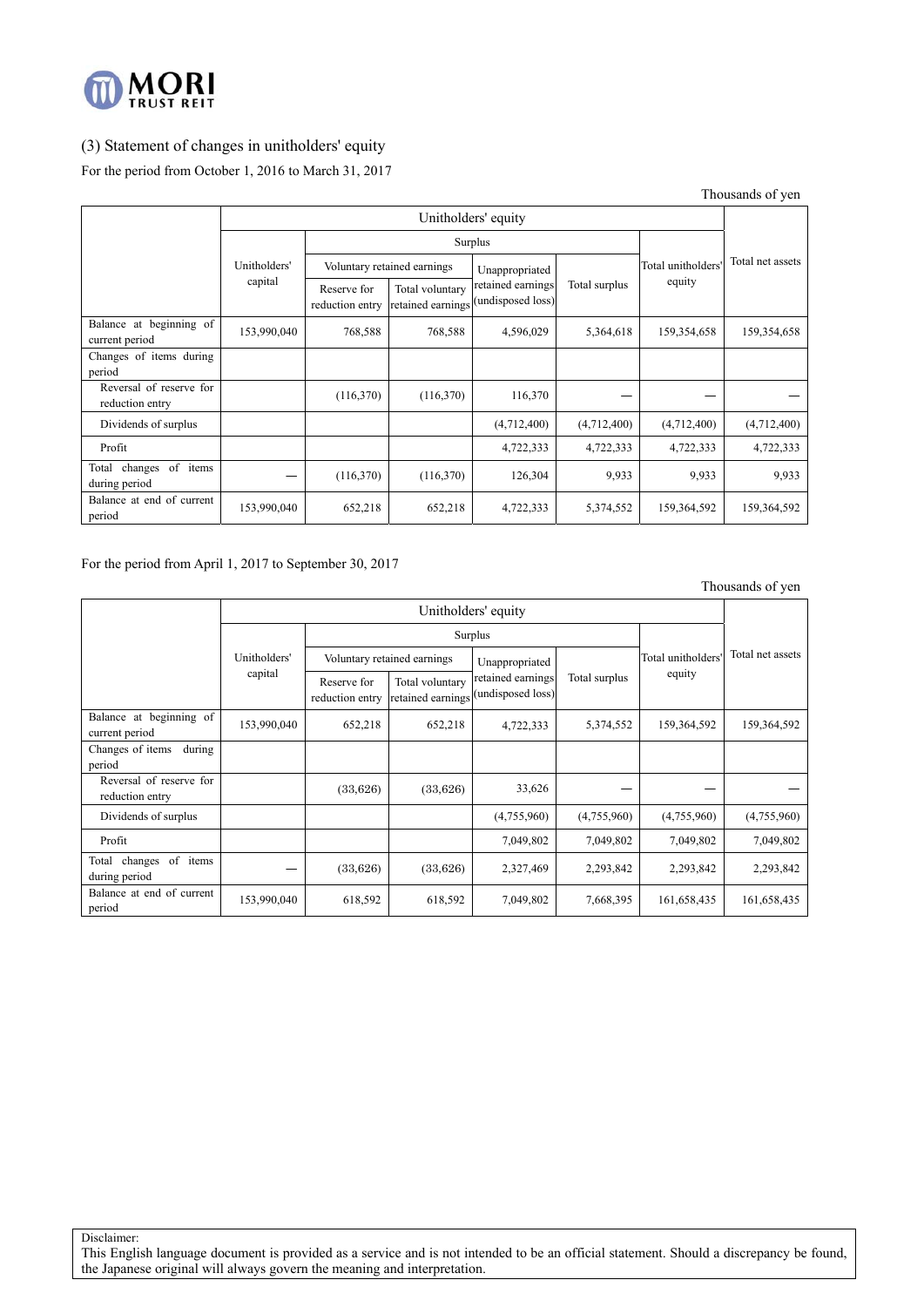### (3) Statement of changes in unitholders' equity

For the period from October 1, 2016 to March 31, 2017

Thousands of yen

| | Unitholders' equity | | | | | | Total net assets |
|---|---|---|---|---|---|---|---|
| | Unitholders' capital | Surplus | | | | Total unitholders' equity | |
| | | Voluntary retained earnings | | Unappropriated retained earnings (undisposed loss) | Total surplus | | |
| | | Reserve for reduction entry | Total voluntary retained earnings | | | | |
| Balance at beginning of current period | 153,990,040 | 768,588 | 768,588 | 4,596,029 | 5,364,618 | 159,354,658 | 159,354,658 |
| Changes of items during period | | | | | | | |
| Reversal of reserve for reduction entry | | (116,370) | (116,370) | 116,370 | — | — | — |
| Dividends of surplus | | | | (4,712,400) | (4,712,400) | (4,712,400) | (4,712,400) |
| Profit | | | | 4,722,333 | 4,722,333 | 4,722,333 | 4,722,333 |
| Total changes of items during period | — | (116,370) | (116,370) | 126,304 | 9,933 | 9,933 | 9,933 |
| Balance at end of current period | 153,990,040 | 652,218 | 652,218 | 4,722,333 | 5,374,552 | 159,364,592 | 159,364,592 |

For the period from April 1, 2017 to September 30, 2017

Thousands of yen

| | Unitholders' equity | | | | | | Total net assets |
|---|---|---|---|---|---|---|---|
| | Unitholders' capital | Surplus | | | | Total unitholders' equity | |
| | | Voluntary retained earnings | | Unappropriated retained earnings (undisposed loss) | Total surplus | | |
| | | Reserve for reduction entry | Total voluntary retained earnings | | | | |
| Balance at beginning of current period | 153,990,040 | 652,218 | 652,218 | 4,722,333 | 5,374,552 | 159,364,592 | 159,364,592 |
| Changes of items during period | | | | | | | |
| Reversal of reserve for reduction entry | | (33,626) | (33,626) | 33,626 | — | — | — |
| Dividends of surplus | | | | (4,755,960) | (4,755,960) | (4,755,960) | (4,755,960) |
| Profit | | | | 7,049,802 | 7,049,802 | 7,049,802 | 7,049,802 |
| Total changes of items during period | — | (33,626) | (33,626) | 2,327,469 | 2,293,842 | 2,293,842 | 2,293,842 |
| Balance at end of current period | 153,990,040 | 618,592 | 618,592 | 7,049,802 | 7,668,395 | 161,658,435 | 161,658,435 |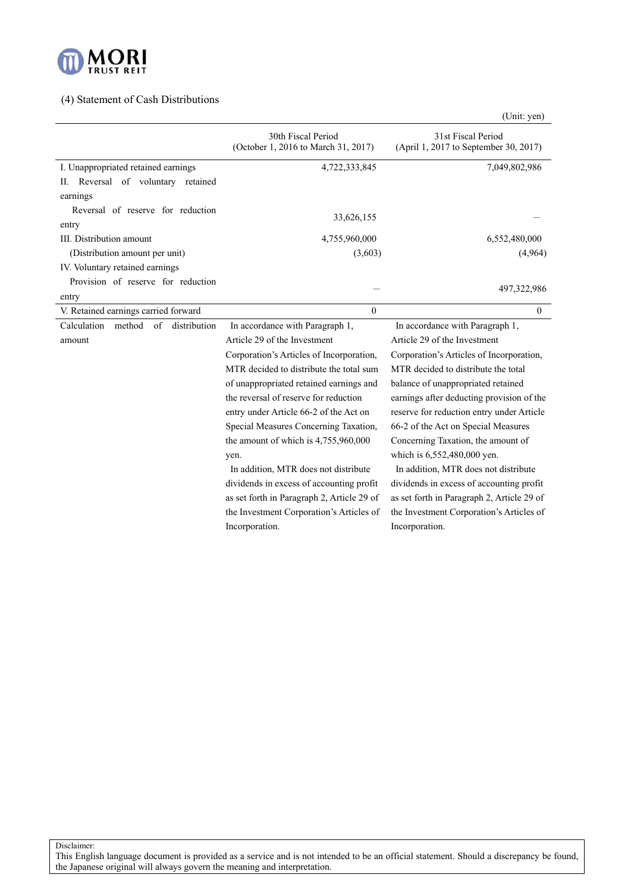## (4) Statement of Cash Distributions

(Unit: yen)

| | 30th Fiscal Period (October 1, 2016 to March 31, 2017) | 31st Fiscal Period (April 1, 2017 to September 30, 2017) |
|---|---|---|
| I. Unappropriated retained earnings | 4,722,333,845 | 7,049,802,986 |
| II. Reversal of voluntary retained earnings | | |
| Reversal of reserve for reduction entry | 33,626,155 | ― |
| III. Distribution amount | 4,755,960,000 | 6,552,480,000 |
| (Distribution amount per unit) | (3,603) | (4,964) |
| IV. Voluntary retained earnings | | |
| Provision of reserve for reduction entry | ― | 497,322,986 |
| V. Retained earnings carried forward | 0 | 0 |
| Calculation method of distribution amount | In accordance with Paragraph 1, Article 29 of the Investment Corporation's Articles of Incorporation, MTR decided to distribute the total sum of unappropriated retained earnings and the reversal of reserve for reduction entry under Article 66-2 of the Act on Special Measures Concerning Taxation, the amount of which is 4,755,960,000 yen.<br>In addition, MTR does not distribute dividends in excess of accounting profit as set forth in Paragraph 2, Article 29 of the Investment Corporation's Articles of Incorporation. | In accordance with Paragraph 1, Article 29 of the Investment Corporation's Articles of Incorporation, MTR decided to distribute the total balance of unappropriated retained earnings after deducting provision of the reserve for reduction entry under Article 66-2 of the Act on Special Measures Concerning Taxation, the amount of which is 6,552,480,000 yen.<br>In addition, MTR does not distribute dividends in excess of accounting profit as set forth in Paragraph 2, Article 29 of the Investment Corporation's Articles of Incorporation. |

Disclaimer:
This English language document is provided as a service and is not intended to be an official statement. Should a discrepancy be found, the Japanese original will always govern the meaning and interpretation.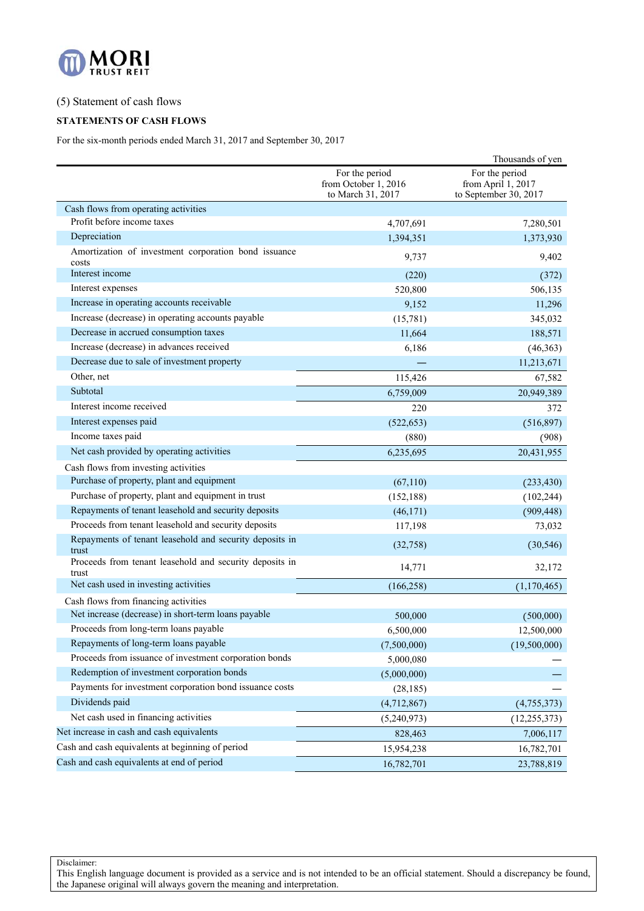(5) Statement of cash flows

**STATEMENTS OF CASH FLOWS**

For the six-month periods ended March 31, 2017 and September 30, 2017

Thousands of yen

| | For the period from October 1, 2016 to March 31, 2017 | For the period from April 1, 2017 to September 30, 2017 |
|---|---|---|
| Cash flows from operating activities | | |
| Profit before income taxes | 4,707,691 | 7,280,501 |
| Depreciation | 1,394,351 | 1,373,930 |
| Amortization of investment corporation bond issuance costs | 9,737 | 9,402 |
| Interest income | (220) | (372) |
| Interest expenses | 520,800 | 506,135 |
| Increase in operating accounts receivable | 9,152 | 11,296 |
| Increase (decrease) in operating accounts payable | (15,781) | 345,032 |
| Decrease in accrued consumption taxes | 11,664 | 188,571 |
| Increase (decrease) in advances received | 6,186 | (46,363) |
| Decrease due to sale of investment property | — | 11,213,671 |
| Other, net | 115,426 | 67,582 |
| Subtotal | 6,759,009 | 20,949,389 |
| Interest income received | 220 | 372 |
| Interest expenses paid | (522,653) | (516,897) |
| Income taxes paid | (880) | (908) |
| Net cash provided by operating activities | 6,235,695 | 20,431,955 |
| Cash flows from investing activities | | |
| Purchase of property, plant and equipment | (67,110) | (233,430) |
| Purchase of property, plant and equipment in trust | (152,188) | (102,244) |
| Repayments of tenant leasehold and security deposits | (46,171) | (909,448) |
| Proceeds from tenant leasehold and security deposits | 117,198 | 73,032 |
| Repayments of tenant leasehold and security deposits in trust | (32,758) | (30,546) |
| Proceeds from tenant leasehold and security deposits in trust | 14,771 | 32,172 |
| Net cash used in investing activities | (166,258) | (1,170,465) |
| Cash flows from financing activities | | |
| Net increase (decrease) in short-term loans payable | 500,000 | (500,000) |
| Proceeds from long-term loans payable | 6,500,000 | 12,500,000 |
| Repayments of long-term loans payable | (7,500,000) | (19,500,000) |
| Proceeds from issuance of investment corporation bonds | 5,000,080 | — |
| Redemption of investment corporation bonds | (5,000,000) | — |
| Payments for investment corporation bond issuance costs | (28,185) | — |
| Dividends paid | (4,712,867) | (4,755,373) |
| Net cash used in financing activities | (5,240,973) | (12,255,373) |
| Net increase in cash and cash equivalents | 828,463 | 7,006,117 |
| Cash and cash equivalents at beginning of period | 15,954,238 | 16,782,701 |
| Cash and cash equivalents at end of period | 16,782,701 | 23,788,819 |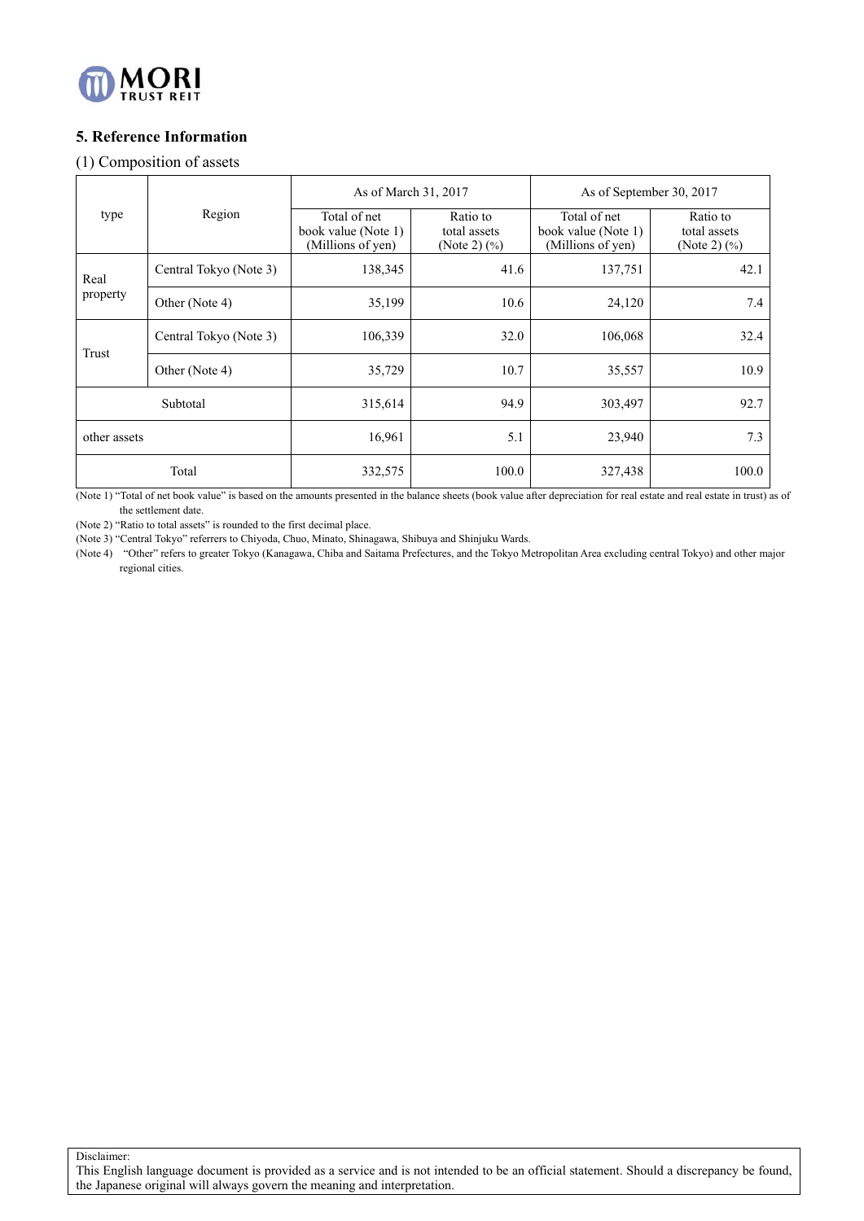## 5. Reference Information

### (1) Composition of assets

| type | Region | As of March 31, 2017 | | As of September 30, 2017 | |
|---|---|---|---|---|---|
| | | Total of net book value (Note 1) (Millions of yen) | Ratio to total assets (Note 2) (%) | Total of net book value (Note 1) (Millions of yen) | Ratio to total assets (Note 2) (%) |
| Real property | Central Tokyo (Note 3) | 138,345 | 41.6 | 137,751 | 42.1 |
| | Other (Note 4) | 35,199 | 10.6 | 24,120 | 7.4 |
| Trust | Central Tokyo (Note 3) | 106,339 | 32.0 | 106,068 | 32.4 |
| | Other (Note 4) | 35,729 | 10.7 | 35,557 | 10.9 |
| Subtotal | | 315,614 | 94.9 | 303,497 | 92.7 |
| other assets | | 16,961 | 5.1 | 23,940 | 7.3 |
| Total | | 332,575 | 100.0 | 327,438 | 100.0 |

(Note 1) "Total of net book value" is based on the amounts presented in the balance sheets (book value after depreciation for real estate and real estate in trust) as of the settlement date.

(Note 2) "Ratio to total assets" is rounded to the first decimal place.

(Note 3) "Central Tokyo" referrers to Chiyoda, Chuo, Minato, Shinagawa, Shibuya and Shinjuku Wards.

(Note 4) "Other" refers to greater Tokyo (Kanagawa, Chiba and Saitama Prefectures, and the Tokyo Metropolitan Area excluding central Tokyo) and other major regional cities.

Disclaimer:
This English language document is provided as a service and is not intended to be an official statement. Should a discrepancy be found, the Japanese original will always govern the meaning and interpretation.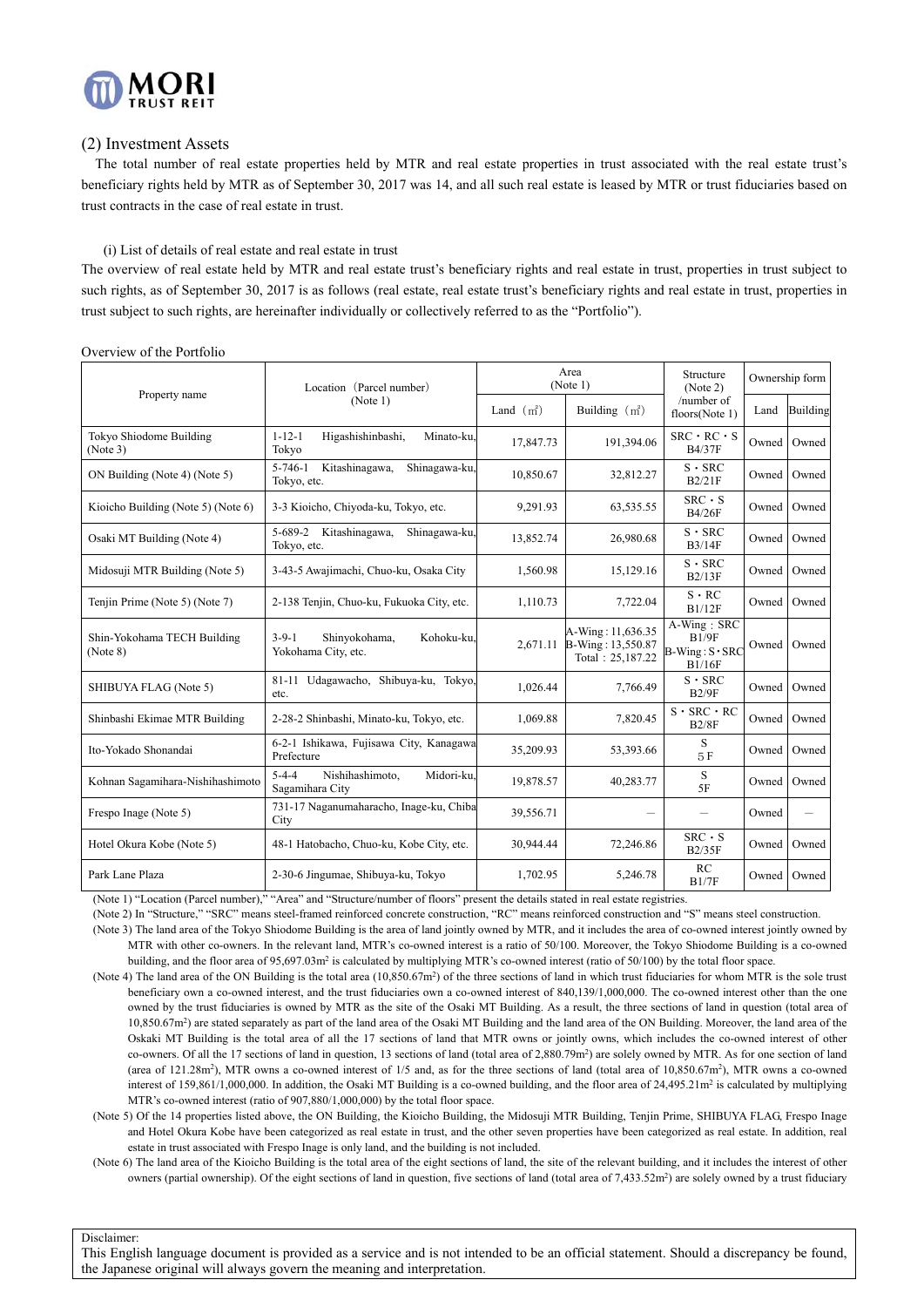## (2) Investment Assets

The total number of real estate properties held by MTR and real estate properties in trust associated with the real estate trust's beneficiary rights held by MTR as of September 30, 2017 was 14, and all such real estate is leased by MTR or trust fiduciaries based on trust contracts in the case of real estate in trust.

### (i) List of details of real estate and real estate in trust

The overview of real estate held by MTR and real estate trust's beneficiary rights and real estate in trust, properties in trust subject to such rights, as of September 30, 2017 is as follows (real estate, real estate trust's beneficiary rights and real estate in trust, properties in trust subject to such rights, are hereinafter individually or collectively referred to as the "Portfolio").

Overview of the Portfolio

| Property name | Location (Parcel number) (Note 1) | Area (Note 1) | | Structure (Note 2) /number of floors(Note 1) | Ownership form | |
|---|---|---|---|---|---|---|
| | | Land (㎡) | Building (㎡) | | Land | Building |
| Tokyo Shiodome Building (Note 3) | 1-12-1 Higashishinbashi, Minato-ku, Tokyo | 17,847.73 | 191,394.06 | SRC・RC・S B4/37F | Owned | Owned |
| ON Building (Note 4) (Note 5) | 5-746-1 Kitashinagawa, Shinagawa-ku, Tokyo, etc. | 10,850.67 | 32,812.27 | S・SRC B2/21F | Owned | Owned |
| Kioicho Building (Note 5) (Note 6) | 3-3 Kioicho, Chiyoda-ku, Tokyo, etc. | 9,291.93 | 63,535.55 | SRC・S B4/26F | Owned | Owned |
| Osaki MT Building (Note 4) | 5-689-2 Kitashinagawa, Shinagawa-ku, Tokyo, etc. | 13,852.74 | 26,980.68 | S・SRC B3/14F | Owned | Owned |
| Midosuji MTR Building (Note 5) | 3-43-5 Awajimachi, Chuo-ku, Osaka City | 1,560.98 | 15,129.16 | S・SRC B2/13F | Owned | Owned |
| Tenjin Prime (Note 5) (Note 7) | 2-138 Tenjin, Chuo-ku, Fukuoka City, etc. | 1,110.73 | 7,722.04 | S・RC B1/12F | Owned | Owned |
| Shin-Yokohama TECH Building (Note 8) | 3-9-1 Shinyokohama, Kohoku-ku, Yokohama City, etc. | 2,671.11 | A-Wing : 11,636.35 B-Wing : 13,550.87 Total : 25,187.22 | A-Wing : SRC B1/9F B-Wing : S・SRC B1/16F | Owned | Owned |
| SHIBUYA FLAG (Note 5) | 81-11 Udagawacho, Shibuya-ku, Tokyo, etc. | 1,026.44 | 7,766.49 | S・SRC B2/9F | Owned | Owned |
| Shinbashi Ekimae MTR Building | 2-28-2 Shinbashi, Minato-ku, Tokyo, etc. | 1,069.88 | 7,820.45 | S・SRC・RC B2/8F | Owned | Owned |
| Ito-Yokado Shonandai | 6-2-1 Ishikawa, Fujisawa City, Kanagawa Prefecture | 35,209.93 | 53,393.66 | S 5F | Owned | Owned |
| Kohnan Sagamihara-Nishihashimoto | 5-4-4 Nishihashimoto, Midori-ku, Sagamihara City | 19,878.57 | 40,283.77 | S 5F | Owned | Owned |
| Frespo Inage (Note 5) | 731-17 Naganumaharacho, Inage-ku, Chiba City | 39,556.71 | — | — | Owned | — |
| Hotel Okura Kobe (Note 5) | 48-1 Hatobacho, Chuo-ku, Kobe City, etc. | 30,944.44 | 72,246.86 | SRC・S B2/35F | Owned | Owned |
| Park Lane Plaza | 2-30-6 Jingumae, Shibuya-ku, Tokyo | 1,702.95 | 5,246.78 | RC B1/7F | Owned | Owned |

(Note 1) "Location (Parcel number)," "Area" and "Structure/number of floors" present the details stated in real estate registries.

(Note 2) In "Structure," "SRC" means steel-framed reinforced concrete construction, "RC" means reinforced construction and "S" means steel construction.

(Note 3) The land area of the Tokyo Shiodome Building is the area of land jointly owned by MTR, and it includes the area of co-owned interest jointly owned by MTR with other co-owners. In the relevant land, MTR's co-owned interest is a ratio of 50/100. Moreover, the Tokyo Shiodome Building is a co-owned building, and the floor area of 95,697.03m² is calculated by multiplying MTR's co-owned interest (ratio of 50/100) by the total floor space.

(Note 4) The land area of the ON Building is the total area (10,850.67m²) of the three sections of land in which trust fiduciaries for whom MTR is the sole trust beneficiary own a co-owned interest, and the trust fiduciaries own a co-owned interest of 840,139/1,000,000. The co-owned interest other than the one owned by the trust fiduciaries is owned by MTR as the site of the Osaki MT Building. As a result, the three sections of land in question (total area of 10,850.67m²) are stated separately as part of the land area of the Osaki MT Building and the land area of the ON Building. Moreover, the land area of the Oskaki MT Building is the total area of all the 17 sections of land that MTR owns or jointly owns, which includes the co-owned interest of other co-owners. Of all the 17 sections of land in question, 13 sections of land (total area of 2,880.79m²) are solely owned by MTR. As for one section of land (area of 121.28m²), MTR owns a co-owned interest of 1/5 and, as for the three sections of land (total area of 10,850.67m²), MTR owns a co-owned interest of 159,861/1,000,000. In addition, the Osaki MT Building is a co-owned building, and the floor area of 24,495.21m² is calculated by multiplying MTR's co-owned interest (ratio of 907,880/1,000,000) by the total floor space.

(Note 5) Of the 14 properties listed above, the ON Building, the Kioicho Building, the Midosuji MTR Building, Tenjin Prime, SHIBUYA FLAG, Frespo Inage and Hotel Okura Kobe have been categorized as real estate in trust, and the other seven properties have been categorized as real estate. In addition, real estate in trust associated with Frespo Inage is only land, and the building is not included.

(Note 6) The land area of the Kioicho Building is the total area of the eight sections of land, the site of the relevant building, and it includes the interest of other owners (partial ownership). Of the eight sections of land in question, five sections of land (total area of 7,433.52m²) are solely owned by a trust fiduciary

Disclaimer:
This English language document is provided as a service and is not intended to be an official statement. Should a discrepancy be found, the Japanese original will always govern the meaning and interpretation.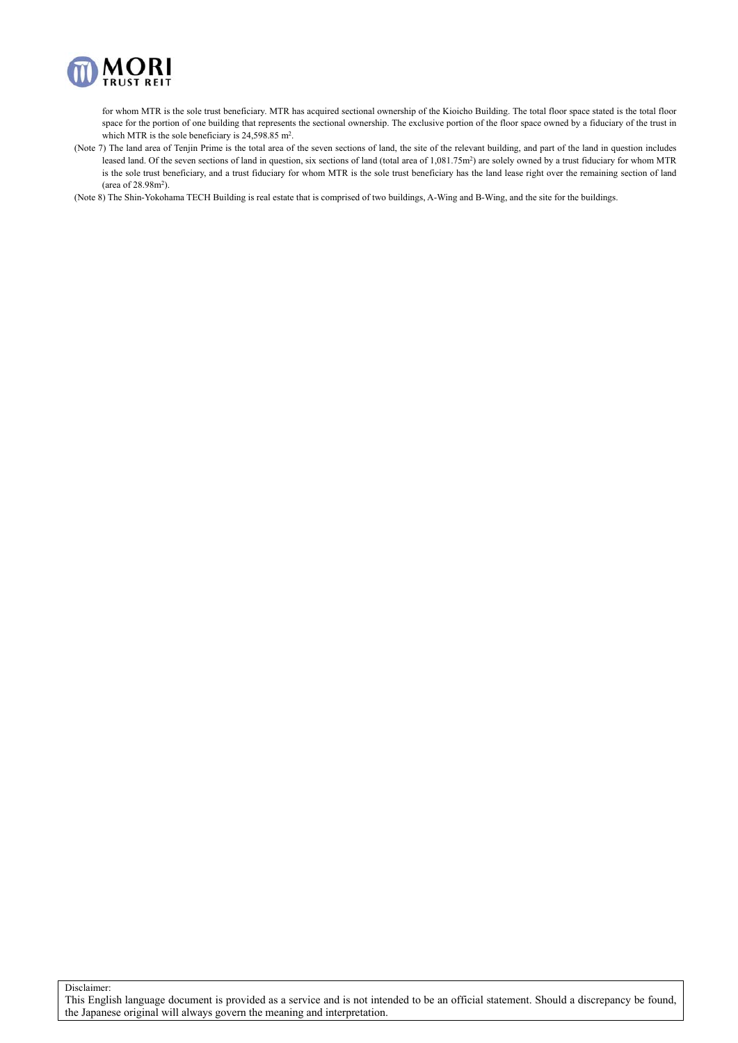for whom MTR is the sole trust beneficiary. MTR has acquired sectional ownership of the Kioicho Building. The total floor space stated is the total floor space for the portion of one building that represents the sectional ownership. The exclusive portion of the floor space owned by a fiduciary of the trust in which MTR is the sole beneficiary is 24,598.85 $m^2$.

(Note 7) The land area of Tenjin Prime is the total area of the seven sections of land, the site of the relevant building, and part of the land in question includes leased land. Of the seven sections of land in question, six sections of land (total area of 1,081.75$m^2$) are solely owned by a trust fiduciary for whom MTR is the sole trust beneficiary, and a trust fiduciary for whom MTR is the sole trust beneficiary has the land lease right over the remaining section of land (area of 28.98$m^2$).

(Note 8) The Shin-Yokohama TECH Building is real estate that is comprised of two buildings, A-Wing and B-Wing, and the site for the buildings.

Disclaimer:
This English language document is provided as a service and is not intended to be an official statement. Should a discrepancy be found, the Japanese original will always govern the meaning and interpretation.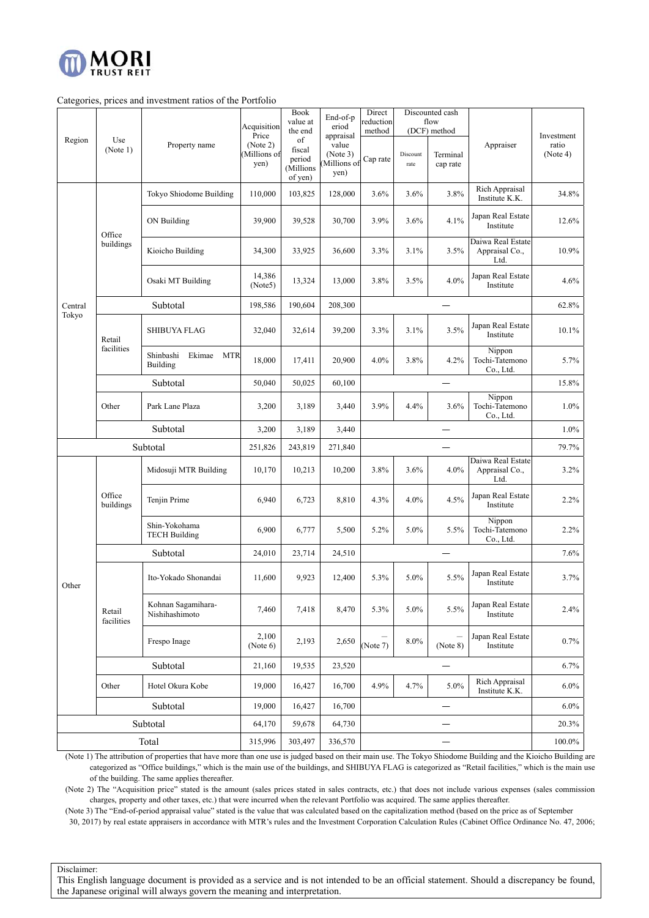Categories, prices and investment ratios of the Portfolio

| Region | Use (Note 1) | Property name | Acquisition Price (Note 2) (Millions of yen) | Book value at the end of fiscal period (Millions of yen) | End-of-period appraisal value (Note 3) (Millions of yen) | Direct reduction method | Discounted cash flow (DCF) method | | Appraiser | Investment ratio (Note 4) |
|---|---|---|---|---|---|---|---|---|---|---|
| | | | | | | Cap rate | Discount rate | Terminal cap rate | | |
| Central Tokyo | Office buildings | Tokyo Shiodome Building | 110,000 | 103,825 | 128,000 | 3.6% | 3.6% | 3.8% | Rich Appraisal Institute K.K. | 34.8% |
| | | ON Building | 39,900 | 39,528 | 30,700 | 3.9% | 3.6% | 4.1% | Japan Real Estate Institute | 12.6% |
| | | Kioicho Building | 34,300 | 33,925 | 36,600 | 3.3% | 3.1% | 3.5% | Daiwa Real Estate Appraisal Co., Ltd. | 10.9% |
| | | Osaki MT Building | 14,386 (Note5) | 13,324 | 13,000 | 3.8% | 3.5% | 4.0% | Japan Real Estate Institute | 4.6% |
| | Subtotal | | 198,586 | 190,604 | 208,300 | — | | | | 62.8% |
| | Retail facilities | SHIBUYA FLAG | 32,040 | 32,614 | 39,200 | 3.3% | 3.1% | 3.5% | Japan Real Estate Institute | 10.1% |
| | | Shinbashi Ekimae MTR Building | 18,000 | 17,411 | 20,900 | 4.0% | 3.8% | 4.2% | Nippon Tochi-Tatemono Co., Ltd. | 5.7% |
| | Subtotal | | 50,040 | 50,025 | 60,100 | — | | | | 15.8% |
| | Other | Park Lane Plaza | 3,200 | 3,189 | 3,440 | 3.9% | 4.4% | 3.6% | Nippon Tochi-Tatemono Co., Ltd. | 1.0% |
| | Subtotal | | 3,200 | 3,189 | 3,440 | — | | | | 1.0% |
| Subtotal | | | 251,826 | 243,819 | 271,840 | — | | | | 79.7% |
| Other | Office buildings | Midosuji MTR Building | 10,170 | 10,213 | 10,200 | 3.8% | 3.6% | 4.0% | Daiwa Real Estate Appraisal Co., Ltd. | 3.2% |
| | | Tenjin Prime | 6,940 | 6,723 | 8,810 | 4.3% | 4.0% | 4.5% | Japan Real Estate Institute | 2.2% |
| | | Shin-Yokohama TECH Building | 6,900 | 6,777 | 5,500 | 5.2% | 5.0% | 5.5% | Nippon Tochi-Tatemono Co., Ltd. | 2.2% |
| | Subtotal | | 24,010 | 23,714 | 24,510 | — | | | | 7.6% |
| | Retail facilities | Ito-Yokado Shonandai | 11,600 | 9,923 | 12,400 | 5.3% | 5.0% | 5.5% | Japan Real Estate Institute | 3.7% |
| | | Kohnan Sagamihara-Nishihashimoto | 7,460 | 7,418 | 8,470 | 5.3% | 5.0% | 5.5% | Japan Real Estate Institute | 2.4% |
| | | Frespo Inage | 2,100 (Note 6) | 2,193 | 2,650 | — (Note 7) | 8.0% | — (Note 8) | Japan Real Estate Institute | 0.7% |
| | Subtotal | | 21,160 | 19,535 | 23,520 | — | | | | 6.7% |
| | Other | Hotel Okura Kobe | 19,000 | 16,427 | 16,700 | 4.9% | 4.7% | 5.0% | Rich Appraisal Institute K.K. | 6.0% |
| | Subtotal | | 19,000 | 16,427 | 16,700 | — | | | | 6.0% |
| Subtotal | | | 64,170 | 59,678 | 64,730 | — | | | | 20.3% |
| Total | | | 315,996 | 303,497 | 336,570 | — | | | | 100.0% |

(Note 1) The attribution of properties that have more than one use is judged based on their main use. The Tokyo Shiodome Building and the Kioicho Building are categorized as "Office buildings," which is the main use of the buildings, and SHIBUYA FLAG is categorized as "Retail facilities," which is the main use of the building. The same applies thereafter.

(Note 2) The "Acquisition price" stated is the amount (sales prices stated in sales contracts, etc.) that does not include various expenses (sales commission charges, property and other taxes, etc.) that were incurred when the relevant Portfolio was acquired. The same applies thereafter.

(Note 3) The "End-of-period appraisal value" stated is the value that was calculated based on the capitalization method (based on the price as of September 30, 2017) by real estate appraisers in accordance with MTR's rules and the Investment Corporation Calculation Rules (Cabinet Office Ordinance No. 47, 2006;

Disclaimer:
This English language document is provided as a service and is not intended to be an official statement. Should a discrepancy be found, the Japanese original will always govern the meaning and interpretation.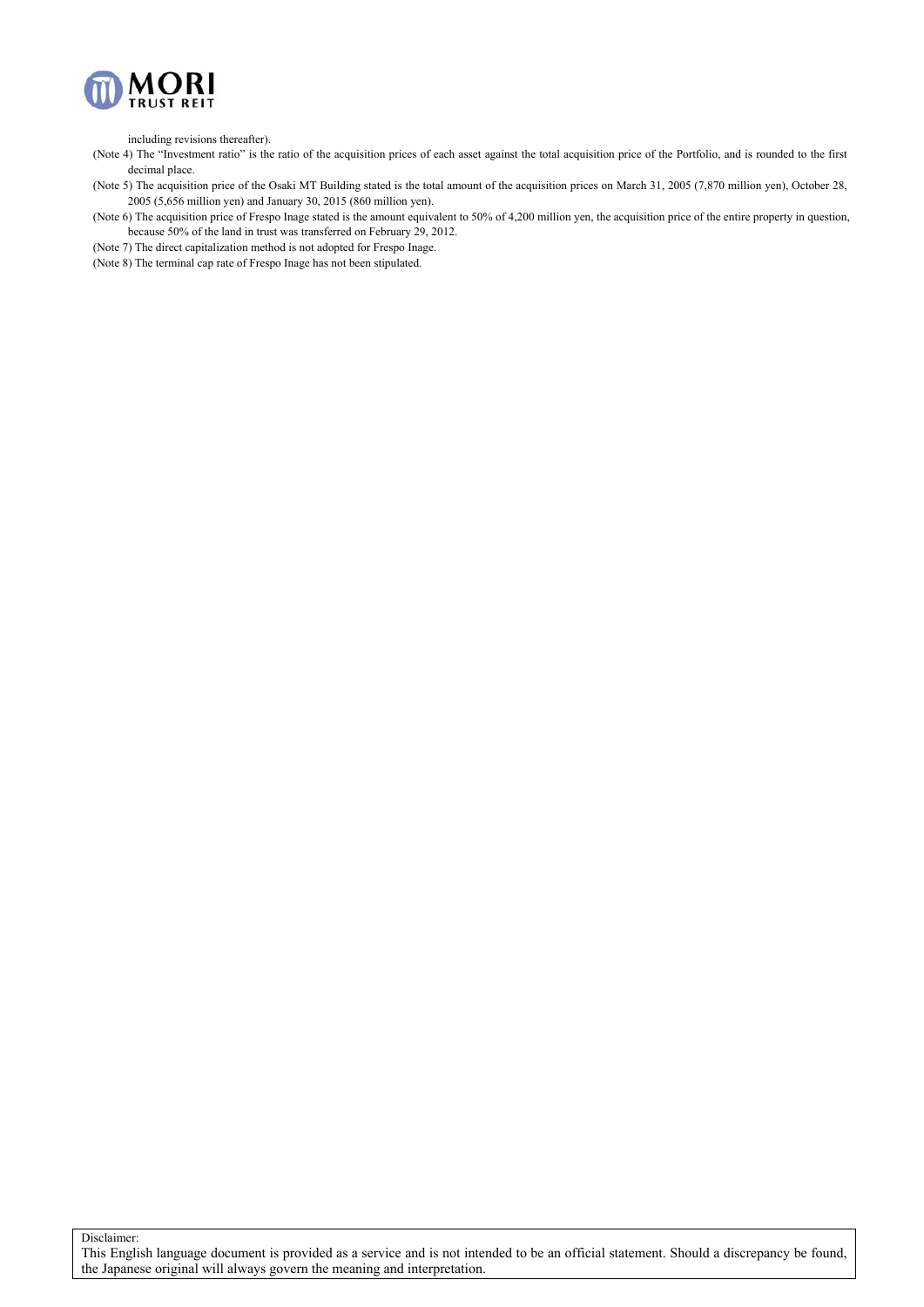including revisions thereafter).

(Note 4) The "Investment ratio" is the ratio of the acquisition prices of each asset against the total acquisition price of the Portfolio, and is rounded to the first decimal place.

(Note 5) The acquisition price of the Osaki MT Building stated is the total amount of the acquisition prices on March 31, 2005 (7,870 million yen), October 28, 2005 (5,656 million yen) and January 30, 2015 (860 million yen).

(Note 6) The acquisition price of Frespo Inage stated is the amount equivalent to 50% of 4,200 million yen, the acquisition price of the entire property in question, because 50% of the land in trust was transferred on February 29, 2012.

(Note 7) The direct capitalization method is not adopted for Frespo Inage.

(Note 8) The terminal cap rate of Frespo Inage has not been stipulated.

Disclaimer:
This English language document is provided as a service and is not intended to be an official statement. Should a discrepancy be found, the Japanese original will always govern the meaning and interpretation.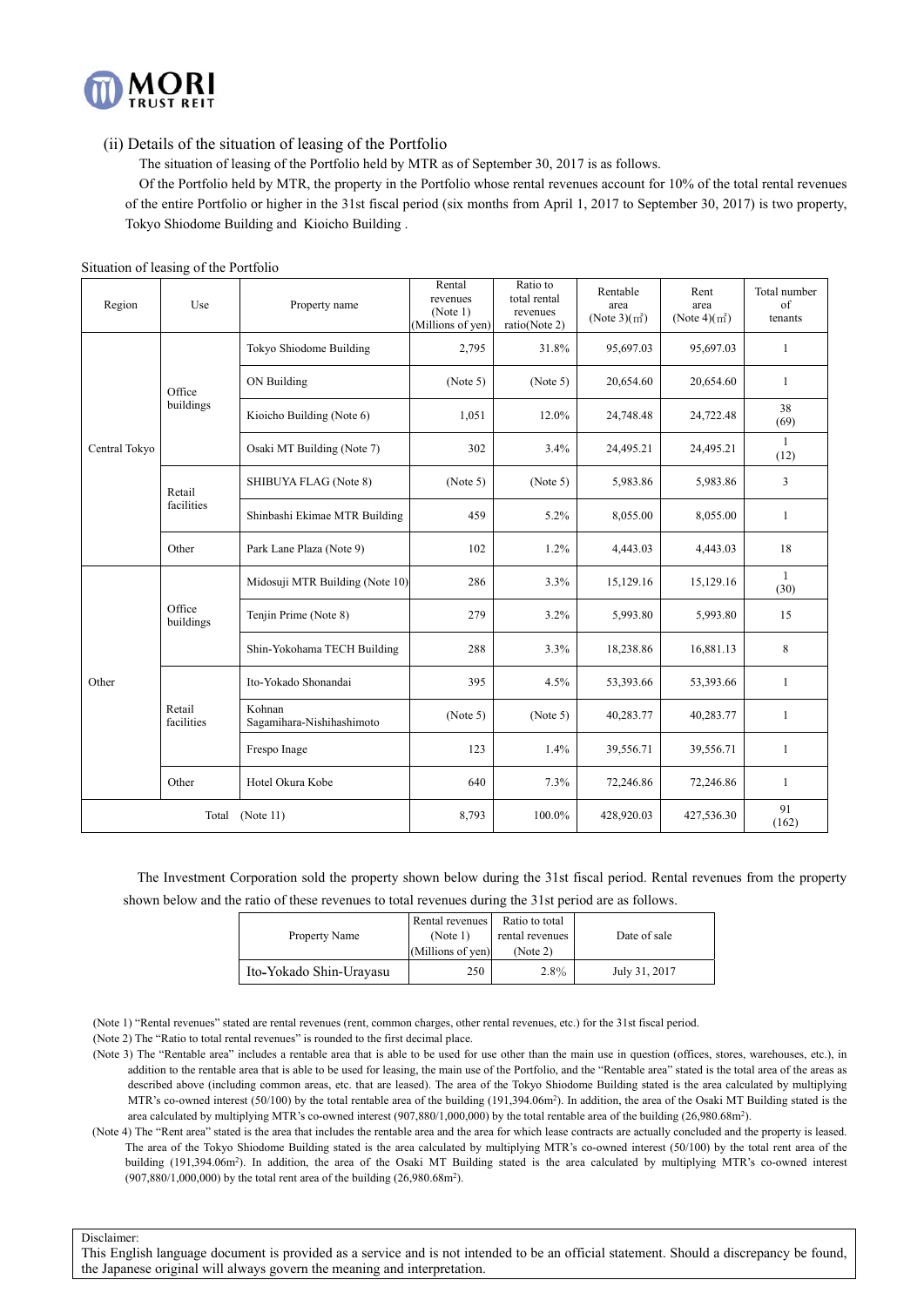(ii) Details of the situation of leasing of the Portfolio

The situation of leasing of the Portfolio held by MTR as of September 30, 2017 is as follows.

Of the Portfolio held by MTR, the property in the Portfolio whose rental revenues account for 10% of the total rental revenues of the entire Portfolio or higher in the 31st fiscal period (six months from April 1, 2017 to September 30, 2017) is two property, Tokyo Shiodome Building and Kioicho Building .

Situation of leasing of the Portfolio

| Region | Use | Property name | Rental revenues (Note 1) (Millions of yen) | Ratio to total rental revenues ratio(Note 2) | Rentable area (Note 3)(㎡) | Rent area (Note 4)(㎡) | Total number of tenants |
|---|---|---|---|---|---|---|---|
| Central Tokyo | Office buildings | Tokyo Shiodome Building | 2,795 | 31.8% | 95,697.03 | 95,697.03 | 1 |
| | | ON Building | (Note 5) | (Note 5) | 20,654.60 | 20,654.60 | 1 |
| | | Kioicho Building (Note 6) | 1,051 | 12.0% | 24,748.48 | 24,722.48 | 38 (69) |
| | | Osaki MT Building (Note 7) | 302 | 3.4% | 24,495.21 | 24,495.21 | 1 (12) |
| | Retail facilities | SHIBUYA FLAG (Note 8) | (Note 5) | (Note 5) | 5,983.86 | 5,983.86 | 3 |
| | | Shinbashi Ekimae MTR Building | 459 | 5.2% | 8,055.00 | 8,055.00 | 1 |
| | Other | Park Lane Plaza (Note 9) | 102 | 1.2% | 4,443.03 | 4,443.03 | 18 |
| Other | Office buildings | Midosuji MTR Building (Note 10) | 286 | 3.3% | 15,129.16 | 15,129.16 | 1 (30) |
| | | Tenjin Prime (Note 8) | 279 | 3.2% | 5,993.80 | 5,993.80 | 15 |
| | | Shin-Yokohama TECH Building | 288 | 3.3% | 18,238.86 | 16,881.13 | 8 |
| | Retail facilities | Ito-Yokado Shonandai | 395 | 4.5% | 53,393.66 | 53,393.66 | 1 |
| | | Kohnan Sagamihara-Nishihashimoto | (Note 5) | (Note 5) | 40,283.77 | 40,283.77 | 1 |
| | | Frespo Inage | 123 | 1.4% | 39,556.71 | 39,556.71 | 1 |
| | Other | Hotel Okura Kobe | 640 | 7.3% | 72,246.86 | 72,246.86 | 1 |
| Total (Note 11) | | | 8,793 | 100.0% | 428,920.03 | 427,536.30 | 91 (162) |

The Investment Corporation sold the property shown below during the 31st fiscal period. Rental revenues from the property shown below and the ratio of these revenues to total revenues during the 31st period are as follows.

| Property Name | Rental revenues (Note 1) (Millions of yen) | Ratio to total rental revenues (Note 2) | Date of sale |
|---|---|---|---|
| Ito-Yokado Shin-Urayasu | 250 | 2.8% | July 31, 2017 |

(Note 1) "Rental revenues" stated are rental revenues (rent, common charges, other rental revenues, etc.) for the 31st fiscal period.

(Note 2) The "Ratio to total rental revenues" is rounded to the first decimal place.

(Note 3) The "Rentable area" includes a rentable area that is able to be used for use other than the main use in question (offices, stores, warehouses, etc.), in addition to the rentable area that is able to be used for leasing, the main use of the Portfolio, and the "Rentable area" stated is the total area of the areas as described above (including common areas, etc. that are leased). The area of the Tokyo Shiodome Building stated is the area calculated by multiplying MTR's co-owned interest (50/100) by the total rentable area of the building (191,394.06m²). In addition, the area of the Osaki MT Building stated is the area calculated by multiplying MTR's co-owned interest (907,880/1,000,000) by the total rentable area of the building (26,980.68m²).

(Note 4) The "Rent area" stated is the area that includes the rentable area and the area for which lease contracts are actually concluded and the property is leased. The area of the Tokyo Shiodome Building stated is the area calculated by multiplying MTR's co-owned interest (50/100) by the total rent area of the building (191,394.06m²). In addition, the area of the Osaki MT Building stated is the area calculated by multiplying MTR's co-owned interest (907,880/1,000,000) by the total rent area of the building (26,980.68m²).

Disclaimer:
This English language document is provided as a service and is not intended to be an official statement. Should a discrepancy be found, the Japanese original will always govern the meaning and interpretation.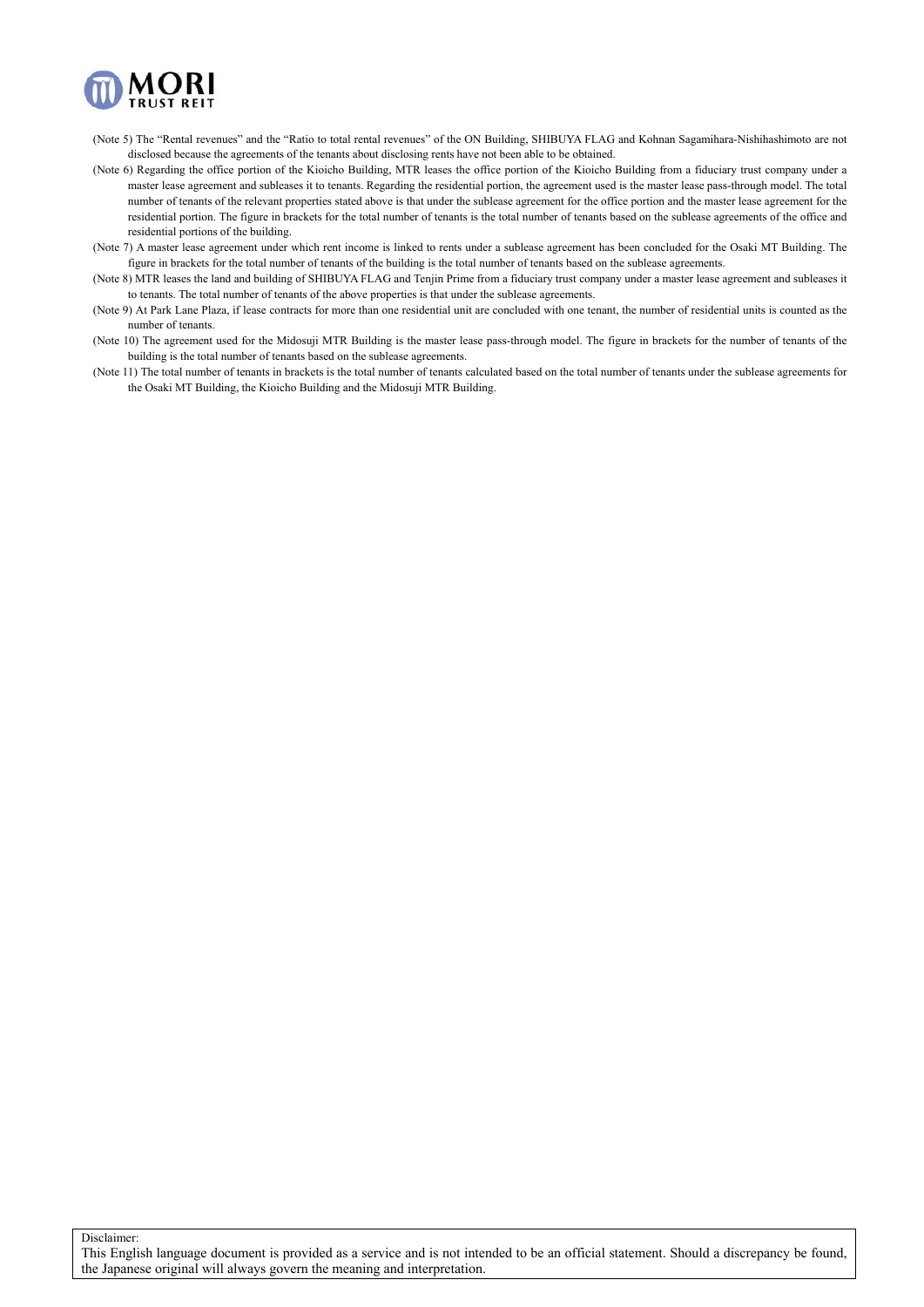(Note 5) The “Rental revenues” and the “Ratio to total rental revenues” of the ON Building, SHIBUYA FLAG and Kohnan Sagamihara-Nishihashimoto are not disclosed because the agreements of the tenants about disclosing rents have not been able to be obtained.

(Note 6) Regarding the office portion of the Kioicho Building, MTR leases the office portion of the Kioicho Building from a fiduciary trust company under a master lease agreement and subleases it to tenants. Regarding the residential portion, the agreement used is the master lease pass-through model. The total number of tenants of the relevant properties stated above is that under the sublease agreement for the office portion and the master lease agreement for the residential portion. The figure in brackets for the total number of tenants is the total number of tenants based on the sublease agreements of the office and residential portions of the building.

(Note 7) A master lease agreement under which rent income is linked to rents under a sublease agreement has been concluded for the Osaki MT Building. The figure in brackets for the total number of tenants of the building is the total number of tenants based on the sublease agreements.

(Note 8) MTR leases the land and building of SHIBUYA FLAG and Tenjin Prime from a fiduciary trust company under a master lease agreement and subleases it to tenants. The total number of tenants of the above properties is that under the sublease agreements.

(Note 9) At Park Lane Plaza, if lease contracts for more than one residential unit are concluded with one tenant, the number of residential units is counted as the number of tenants.

(Note 10) The agreement used for the Midosuji MTR Building is the master lease pass-through model. The figure in brackets for the number of tenants of the building is the total number of tenants based on the sublease agreements.

(Note 11) The total number of tenants in brackets is the total number of tenants calculated based on the total number of tenants under the sublease agreements for the Osaki MT Building, the Kioicho Building and the Midosuji MTR Building.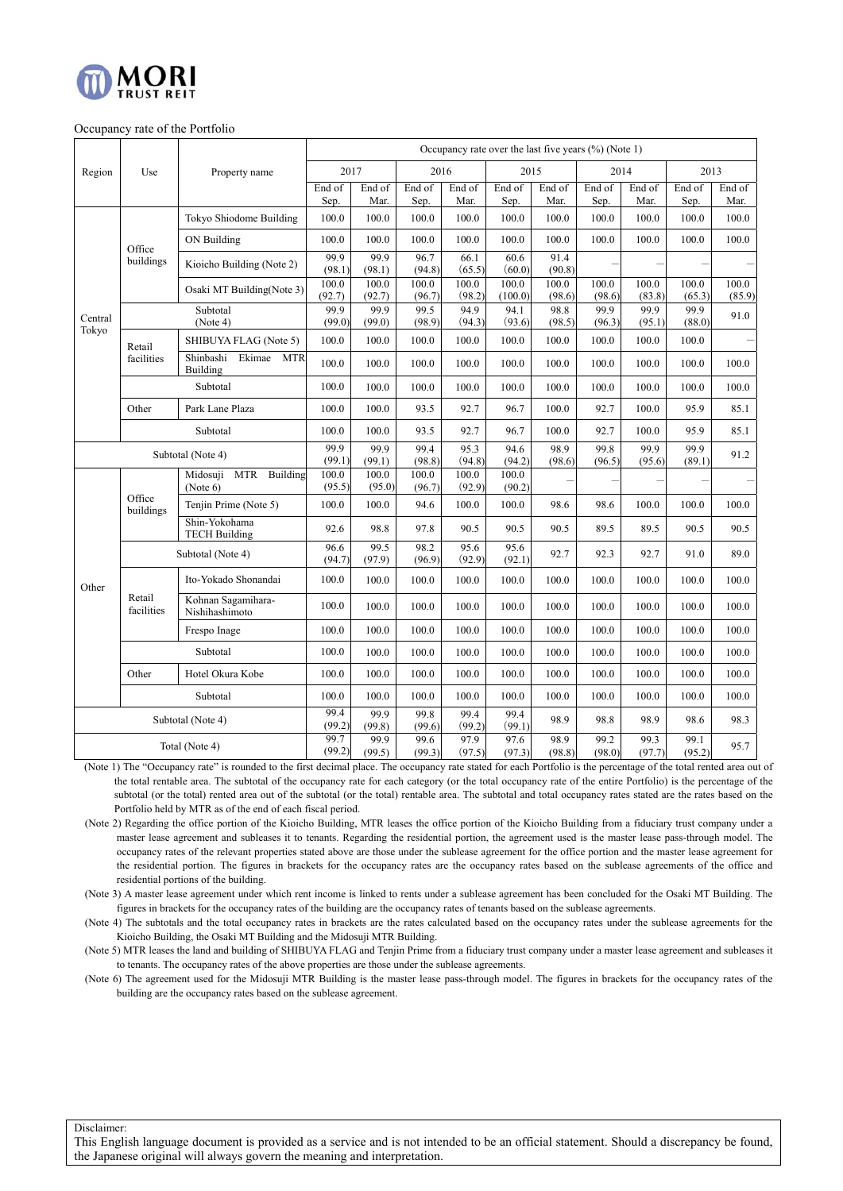Occupancy rate of the Portfolio

| Region | Use | Property name | Occupancy rate over the last five years (%) (Note 1) | | | | | | | | | |
|---|---|---|---|---|---|---|---|---|---|---|---|---|
| | | | 2017 | | 2016 | | 2015 | | 2014 | | 2013 | |
| | | | End of Sep. | End of Mar. | End of Sep. | End of Mar. | End of Sep. | End of Mar. | End of Sep. | End of Mar. | End of Sep. | End of Mar. |
| Central Tokyo | Office buildings | Tokyo Shiodome Building | 100.0 | 100.0 | 100.0 | 100.0 | 100.0 | 100.0 | 100.0 | 100.0 | 100.0 | 100.0 |
| | | ON Building | 100.0 | 100.0 | 100.0 | 100.0 | 100.0 | 100.0 | 100.0 | 100.0 | 100.0 | 100.0 |
| | | Kioicho Building (Note 2) | 99.9 (98.1) | 99.9 (98.1) | 96.7 (94.8) | 66.1 (65.5) | 60.6 (60.0) | 91.4 (90.8) | – | – | – | – |
| | | Osaki MT Building(Note 3) | 100.0 (92.7) | 100.0 (92.7) | 100.0 (96.7) | 100.0 (98.2) | 100.0 (100.0) | 100.0 (98.6) | 100.0 (98.6) | 100.0 (83.8) | 100.0 (65.3) | 100.0 (85.9) |
| | Subtotal (Note 4) | | 99.9 (99.0) | 99.9 (99.0) | 99.5 (98.9) | 94.9 (94.3) | 94.1 (93.6) | 98.8 (98.5) | 99.9 (96.3) | 99.9 (95.1) | 99.9 (88.0) | 91.0 |
| | Retail facilities | SHIBUYA FLAG (Note 5) | 100.0 | 100.0 | 100.0 | 100.0 | 100.0 | 100.0 | 100.0 | 100.0 | 100.0 | – |
| | | Shinbashi Ekimae MTR Building | 100.0 | 100.0 | 100.0 | 100.0 | 100.0 | 100.0 | 100.0 | 100.0 | 100.0 | 100.0 |
| | Subtotal | | 100.0 | 100.0 | 100.0 | 100.0 | 100.0 | 100.0 | 100.0 | 100.0 | 100.0 | 100.0 |
| | Other | Park Lane Plaza | 100.0 | 100.0 | 93.5 | 92.7 | 96.7 | 100.0 | 92.7 | 100.0 | 95.9 | 85.1 |
| | Subtotal | | 100.0 | 100.0 | 93.5 | 92.7 | 96.7 | 100.0 | 92.7 | 100.0 | 95.9 | 85.1 |
| Subtotal (Note 4) | | | 99.9 (99.1) | 99.9 (99.1) | 99.4 (98.8) | 95.3 (94.8) | 94.6 (94.2) | 98.9 (98.6) | 99.8 (96.5) | 99.9 (95.6) | 99.9 (89.1) | 91.2 |
| Other | Office buildings | Midosuji MTR Building (Note 6) | 100.0 (95.5) | 100.0 (95.0) | 100.0 (96.7) | 100.0 (92.9) | 100.0 (90.2) | – | – | – | – | – |
| | | Tenjin Prime (Note 5) | 100.0 | 100.0 | 94.6 | 100.0 | 100.0 | 98.6 | 98.6 | 100.0 | 100.0 | 100.0 |
| | | Shin-Yokohama TECH Building | 92.6 | 98.8 | 97.8 | 90.5 | 90.5 | 90.5 | 89.5 | 89.5 | 90.5 | 90.5 |
| | Subtotal (Note 4) | | 96.6 (94.7) | 99.5 (97.9) | 98.2 (96.9) | 95.6 (92.9) | 95.6 (92.1) | 92.7 | 92.3 | 92.7 | 91.0 | 89.0 |
| | Retail facilities | Ito-Yokado Shonandai | 100.0 | 100.0 | 100.0 | 100.0 | 100.0 | 100.0 | 100.0 | 100.0 | 100.0 | 100.0 |
| | | Kohnan Sagamihara-Nishihashimoto | 100.0 | 100.0 | 100.0 | 100.0 | 100.0 | 100.0 | 100.0 | 100.0 | 100.0 | 100.0 |
| | | Frespo Inage | 100.0 | 100.0 | 100.0 | 100.0 | 100.0 | 100.0 | 100.0 | 100.0 | 100.0 | 100.0 |
| | Subtotal | | 100.0 | 100.0 | 100.0 | 100.0 | 100.0 | 100.0 | 100.0 | 100.0 | 100.0 | 100.0 |
| | Other | Hotel Okura Kobe | 100.0 | 100.0 | 100.0 | 100.0 | 100.0 | 100.0 | 100.0 | 100.0 | 100.0 | 100.0 |
| | Subtotal | | 100.0 | 100.0 | 100.0 | 100.0 | 100.0 | 100.0 | 100.0 | 100.0 | 100.0 | 100.0 |
| Subtotal (Note 4) | | | 99.4 (99.2) | 99.9 (99.8) | 99.8 (99.6) | 99.4 (99.2) | 99.4 (99.1) | 98.9 | 98.8 | 98.9 | 98.6 | 98.3 |
| Total (Note 4) | | | 99.7 (99.2) | 99.9 (99.5) | 99.6 (99.3) | 97.9 (97.5) | 97.6 (97.3) | 98.9 (98.8) | 99.2 (98.0) | 99.3 (97.7) | 99.1 (95.2) | 95.7 |

(Note 1) The "Occupancy rate" is rounded to the first decimal place. The occupancy rate stated for each Portfolio is the percentage of the total rented area out of the total rentable area. The subtotal of the occupancy rate for each category (or the total occupancy rate of the entire Portfolio) is the percentage of the subtotal (or the total) rented area out of the subtotal (or the total) rentable area. The subtotal and total occupancy rates stated are the rates based on the Portfolio held by MTR as of the end of each fiscal period.

(Note 2) Regarding the office portion of the Kioicho Building, MTR leases the office portion of the Kioicho Building from a fiduciary trust company under a master lease agreement and subleases it to tenants. Regarding the residential portion, the agreement used is the master lease pass-through model. The occupancy rates of the relevant properties stated above are those under the sublease agreement for the office portion and the master lease agreement for the residential portion. The figures in brackets for the occupancy rates are the occupancy rates based on the sublease agreements of the office and residential portions of the building.

(Note 3) A master lease agreement under which rent income is linked to rents under a sublease agreement has been concluded for the Osaki MT Building. The figures in brackets for the occupancy rates of the building are the occupancy rates of tenants based on the sublease agreements.

(Note 4) The subtotals and the total occupancy rates in brackets are the rates calculated based on the occupancy rates under the sublease agreements for the Kioicho Building, the Osaki MT Building and the Midosuji MTR Building.

(Note 5) MTR leases the land and building of SHIBUYA FLAG and Tenjin Prime from a fiduciary trust company under a master lease agreement and subleases it to tenants. The occupancy rates of the above properties are those under the sublease agreements.

(Note 6) The agreement used for the Midosuji MTR Building is the master lease pass-through model. The figures in brackets for the occupancy rates of the building are the occupancy rates based on the sublease agreement.

Disclaimer:
This English language document is provided as a service and is not intended to be an official statement. Should a discrepancy be found, the Japanese original will always govern the meaning and interpretation.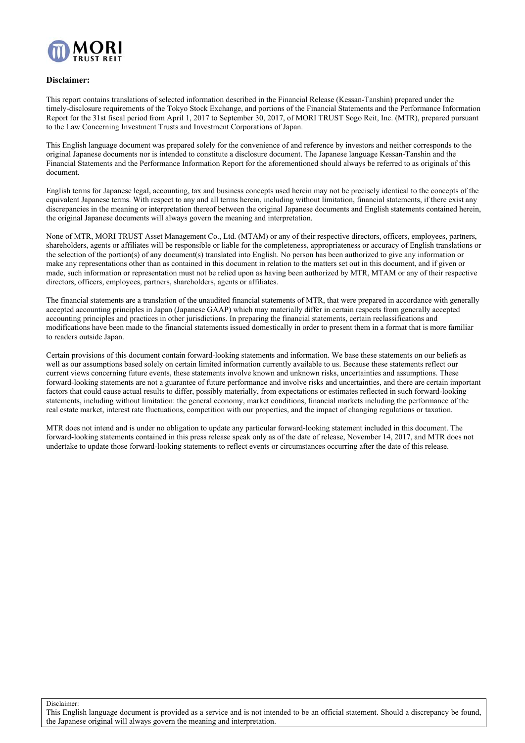**Disclaimer:**

This report contains translations of selected information described in the Financial Release (Kessan-Tanshin) prepared under the timely-disclosure requirements of the Tokyo Stock Exchange, and portions of the Financial Statements and the Performance Information Report for the 31st fiscal period from April 1, 2017 to September 30, 2017, of MORI TRUST Sogo Reit, Inc. (MTR), prepared pursuant to the Law Concerning Investment Trusts and Investment Corporations of Japan.

This English language document was prepared solely for the convenience of and reference by investors and neither corresponds to the original Japanese documents nor is intended to constitute a disclosure document. The Japanese language Kessan-Tanshin and the Financial Statements and the Performance Information Report for the aforementioned should always be referred to as originals of this document.

English terms for Japanese legal, accounting, tax and business concepts used herein may not be precisely identical to the concepts of the equivalent Japanese terms. With respect to any and all terms herein, including without limitation, financial statements, if there exist any discrepancies in the meaning or interpretation thereof between the original Japanese documents and English statements contained herein, the original Japanese documents will always govern the meaning and interpretation.

None of MTR, MORI TRUST Asset Management Co., Ltd. (MTAM) or any of their respective directors, officers, employees, partners, shareholders, agents or affiliates will be responsible or liable for the completeness, appropriateness or accuracy of English translations or the selection of the portion(s) of any document(s) translated into English. No person has been authorized to give any information or make any representations other than as contained in this document in relation to the matters set out in this document, and if given or made, such information or representation must not be relied upon as having been authorized by MTR, MTAM or any of their respective directors, officers, employees, partners, shareholders, agents or affiliates.

The financial statements are a translation of the unaudited financial statements of MTR, that were prepared in accordance with generally accepted accounting principles in Japan (Japanese GAAP) which may materially differ in certain respects from generally accepted accounting principles and practices in other jurisdictions. In preparing the financial statements, certain reclassifications and modifications have been made to the financial statements issued domestically in order to present them in a format that is more familiar to readers outside Japan.

Certain provisions of this document contain forward-looking statements and information. We base these statements on our beliefs as well as our assumptions based solely on certain limited information currently available to us. Because these statements reflect our current views concerning future events, these statements involve known and unknown risks, uncertainties and assumptions. These forward-looking statements are not a guarantee of future performance and involve risks and uncertainties, and there are certain important factors that could cause actual results to differ, possibly materially, from expectations or estimates reflected in such forward-looking statements, including without limitation: the general economy, market conditions, financial markets including the performance of the real estate market, interest rate fluctuations, competition with our properties, and the impact of changing regulations or taxation.

MTR does not intend and is under no obligation to update any particular forward-looking statement included in this document. The forward-looking statements contained in this press release speak only as of the date of release, November 14, 2017, and MTR does not undertake to update those forward-looking statements to reflect events or circumstances occurring after the date of this release.